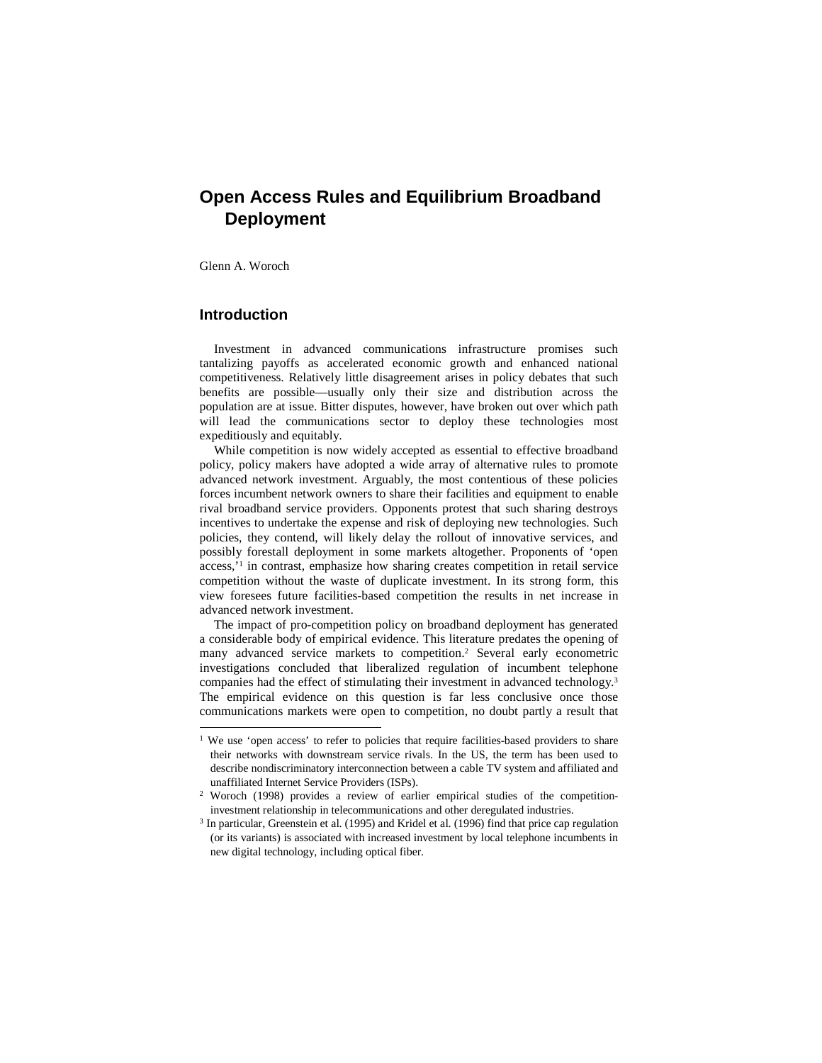# Open Access Rules and Equilibrium Broadband Deployment

Glenn A. Woroch

## Introduction

Investment in advanced communications infrastructure promises such tantalizing payoffs as accelerated economic growth and enhanced national competitiveness. Relatively little disagreement arises in policy debates that such benefits are possible—usually only their size and distribution across the population are at issue. Bitter disputes, however, have broken out over which path will lead the communications sector to deploy these technologies most expeditiously and equitably.

While competition is now widely accepted as essential to effective broadband policy, policy makers have adopted a wide array of alternative rules to promote advanced network investment. Arguably, the most contentious of these policies forces incumbent network owners to share their facilities and equipment to enable rival broadband service providers. Opponents protest that such sharing destroys incentives to undertake the expense and risk of deploying new technologies. Such policies, they contend, will likely delay the rollout of innovative services, and possibly forestall deployment in some markets altogether. Proponents of 'open access,'[1] in contrast, emphasize how sharing creates competition in retail service competition without the waste of duplicate investment. In its strong form, this view foresees future facilities-based competition the results in net increase in advanced network investment.

The impact of pro-competition policy on broadband deployment has generated a considerable body of empirical evidence. This literature predates the opening of many advanced service markets to competition.[2] Several early econometric investigations concluded that liberalized regulation of incumbent telephone companies had the effect of stimulating their investment in advanced technology.[3] The empirical evidence on this question is far less conclusive once those communications markets were open to competition, no doubt partly a result that

---

[1] We use 'open access' to refer to policies that require facilities-based providers to share their networks with downstream service rivals. In the US, the term has been used to describe nondiscriminatory interconnection between a cable TV system and affiliated and unaffiliated Internet Service Providers (ISPs).

[2] Woroch (1998) provides a review of earlier empirical studies of the competition-investment relationship in telecommunications and other deregulated industries.

[3] In particular, Greenstein et al. (1995) and Kridel et al. (1996) find that price cap regulation (or its variants) is associated with increased investment by local telephone incumbents in new digital technology, including optical fiber.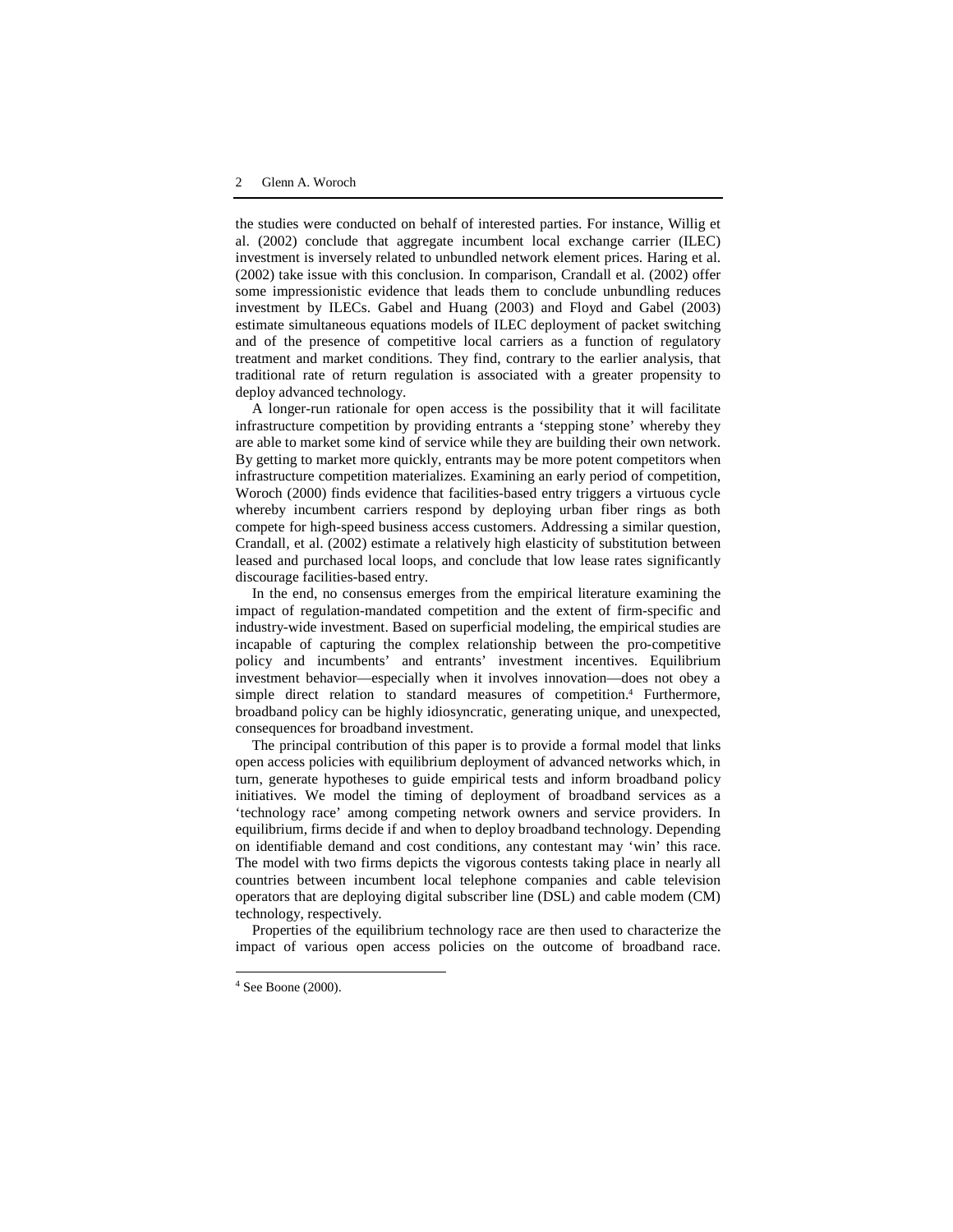the studies were conducted on behalf of interested parties. For instance, Willig et al. (2002) conclude that aggregate incumbent local exchange carrier (ILEC) investment is inversely related to unbundled network element prices. Haring et al. (2002) take issue with this conclusion. In comparison, Crandall et al. (2002) offer some impressionistic evidence that leads them to conclude unbundling reduces investment by ILECs. Gabel and Huang (2003) and Floyd and Gabel (2003) estimate simultaneous equations models of ILEC deployment of packet switching and of the presence of competitive local carriers as a function of regulatory treatment and market conditions. They find, contrary to the earlier analysis, that traditional rate of return regulation is associated with a greater propensity to deploy advanced technology.

A longer-run rationale for open access is the possibility that it will facilitate infrastructure competition by providing entrants a 'stepping stone' whereby they are able to market some kind of service while they are building their own network. By getting to market more quickly, entrants may be more potent competitors when infrastructure competition materializes. Examining an early period of competition, Woroch (2000) finds evidence that facilities-based entry triggers a virtuous cycle whereby incumbent carriers respond by deploying urban fiber rings as both compete for high-speed business access customers. Addressing a similar question, Crandall, et al. (2002) estimate a relatively high elasticity of substitution between leased and purchased local loops, and conclude that low lease rates significantly discourage facilities-based entry.

In the end, no consensus emerges from the empirical literature examining the impact of regulation-mandated competition and the extent of firm-specific and industry-wide investment. Based on superficial modeling, the empirical studies are incapable of capturing the complex relationship between the pro-competitive policy and incumbents' and entrants' investment incentives. Equilibrium investment behavior—especially when it involves innovation—does not obey a simple direct relation to standard measures of competition.[4] Furthermore, broadband policy can be highly idiosyncratic, generating unique, and unexpected, consequences for broadband investment.

The principal contribution of this paper is to provide a formal model that links open access policies with equilibrium deployment of advanced networks which, in turn, generate hypotheses to guide empirical tests and inform broadband policy initiatives. We model the timing of deployment of broadband services as a 'technology race' among competing network owners and service providers. In equilibrium, firms decide if and when to deploy broadband technology. Depending on identifiable demand and cost conditions, any contestant may 'win' this race. The model with two firms depicts the vigorous contests taking place in nearly all countries between incumbent local telephone companies and cable television operators that are deploying digital subscriber line (DSL) and cable modem (CM) technology, respectively.

Properties of the equilibrium technology race are then used to characterize the impact of various open access policies on the outcome of broadband race.

[4] See Boone (2000).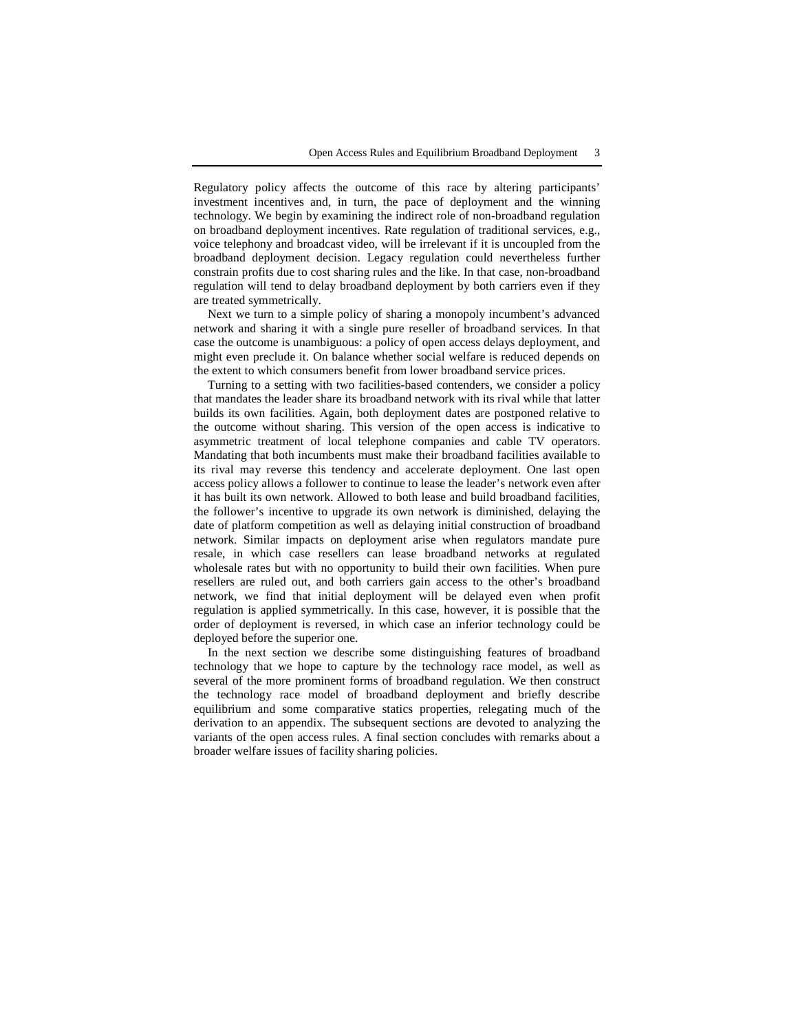Regulatory policy affects the outcome of this race by altering participants' investment incentives and, in turn, the pace of deployment and the winning technology. We begin by examining the indirect role of non-broadband regulation on broadband deployment incentives. Rate regulation of traditional services, e.g., voice telephony and broadcast video, will be irrelevant if it is uncoupled from the broadband deployment decision. Legacy regulation could nevertheless further constrain profits due to cost sharing rules and the like. In that case, non-broadband regulation will tend to delay broadband deployment by both carriers even if they are treated symmetrically.

Next we turn to a simple policy of sharing a monopoly incumbent's advanced network and sharing it with a single pure reseller of broadband services. In that case the outcome is unambiguous: a policy of open access delays deployment, and might even preclude it. On balance whether social welfare is reduced depends on the extent to which consumers benefit from lower broadband service prices.

Turning to a setting with two facilities-based contenders, we consider a policy that mandates the leader share its broadband network with its rival while that latter builds its own facilities. Again, both deployment dates are postponed relative to the outcome without sharing. This version of the open access is indicative to asymmetric treatment of local telephone companies and cable TV operators. Mandating that both incumbents must make their broadband facilities available to its rival may reverse this tendency and accelerate deployment. One last open access policy allows a follower to continue to lease the leader's network even after it has built its own network. Allowed to both lease and build broadband facilities, the follower's incentive to upgrade its own network is diminished, delaying the date of platform competition as well as delaying initial construction of broadband network. Similar impacts on deployment arise when regulators mandate pure resale, in which case resellers can lease broadband networks at regulated wholesale rates but with no opportunity to build their own facilities. When pure resellers are ruled out, and both carriers gain access to the other's broadband network, we find that initial deployment will be delayed even when profit regulation is applied symmetrically. In this case, however, it is possible that the order of deployment is reversed, in which case an inferior technology could be deployed before the superior one.

In the next section we describe some distinguishing features of broadband technology that we hope to capture by the technology race model, as well as several of the more prominent forms of broadband regulation. We then construct the technology race model of broadband deployment and briefly describe equilibrium and some comparative statics properties, relegating much of the derivation to an appendix. The subsequent sections are devoted to analyzing the variants of the open access rules. A final section concludes with remarks about a broader welfare issues of facility sharing policies.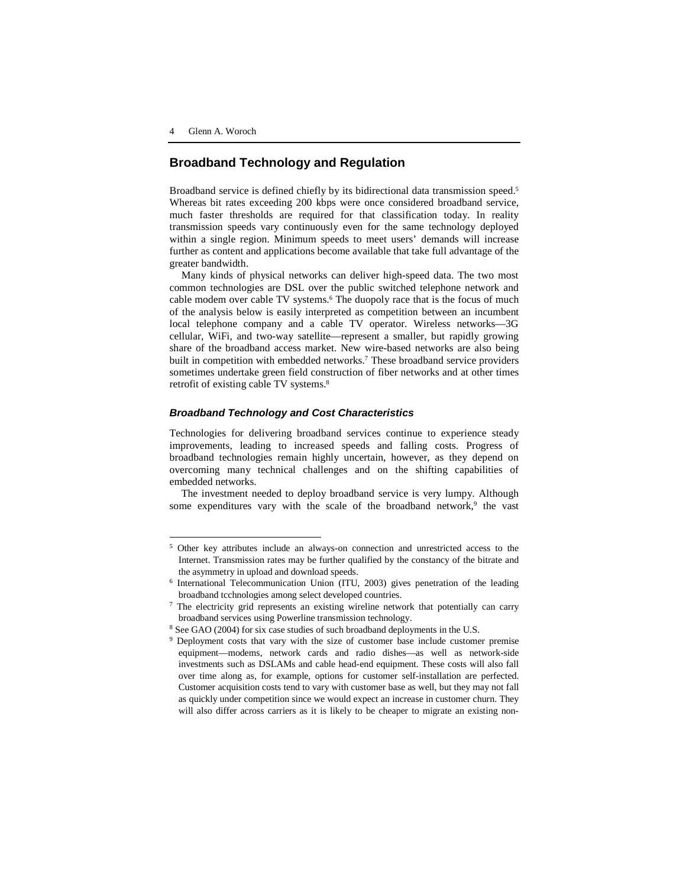## Broadband Technology and Regulation

Broadband service is defined chiefly by its bidirectional data transmission speed.[5] Whereas bit rates exceeding 200 kbps were once considered broadband service, much faster thresholds are required for that classification today. In reality transmission speeds vary continuously even for the same technology deployed within a single region. Minimum speeds to meet users' demands will increase further as content and applications become available that take full advantage of the greater bandwidth.

Many kinds of physical networks can deliver high-speed data. The two most common technologies are DSL over the public switched telephone network and cable modem over cable TV systems.[6] The duopoly race that is the focus of much of the analysis below is easily interpreted as competition between an incumbent local telephone company and a cable TV operator. Wireless networks—3G cellular, WiFi, and two-way satellite—represent a smaller, but rapidly growing share of the broadband access market. New wire-based networks are also being built in competition with embedded networks.[7] These broadband service providers sometimes undertake green field construction of fiber networks and at other times retrofit of existing cable TV systems.[8]

### *Broadband Technology and Cost Characteristics*

Technologies for delivering broadband services continue to experience steady improvements, leading to increased speeds and falling costs. Progress of broadband technologies remain highly uncertain, however, as they depend on overcoming many technical challenges and on the shifting capabilities of embedded networks.

The investment needed to deploy broadband service is very lumpy. Although some expenditures vary with the scale of the broadband network,[9] the vast

---

[5] Other key attributes include an always-on connection and unrestricted access to the Internet. Transmission rates may be further qualified by the constancy of the bitrate and the asymmetry in upload and download speeds.

[6] International Telecommunication Union (ITU, 2003) gives penetration of the leading broadband tcchnologies among select developed countries.

[7] The electricity grid represents an existing wireline network that potentially can carry broadband services using Powerline transmission technology.

[8] See GAO (2004) for six case studies of such broadband deployments in the U.S.

[9] Deployment costs that vary with the size of customer base include customer premise equipment—modems, network cards and radio dishes—as well as network-side investments such as DSLAMs and cable head-end equipment. These costs will also fall over time along as, for example, options for customer self-installation are perfected. Customer acquisition costs tend to vary with customer base as well, but they may not fall as quickly under competition since we would expect an increase in customer churn. They will also differ across carriers as it is likely to be cheaper to migrate an existing non-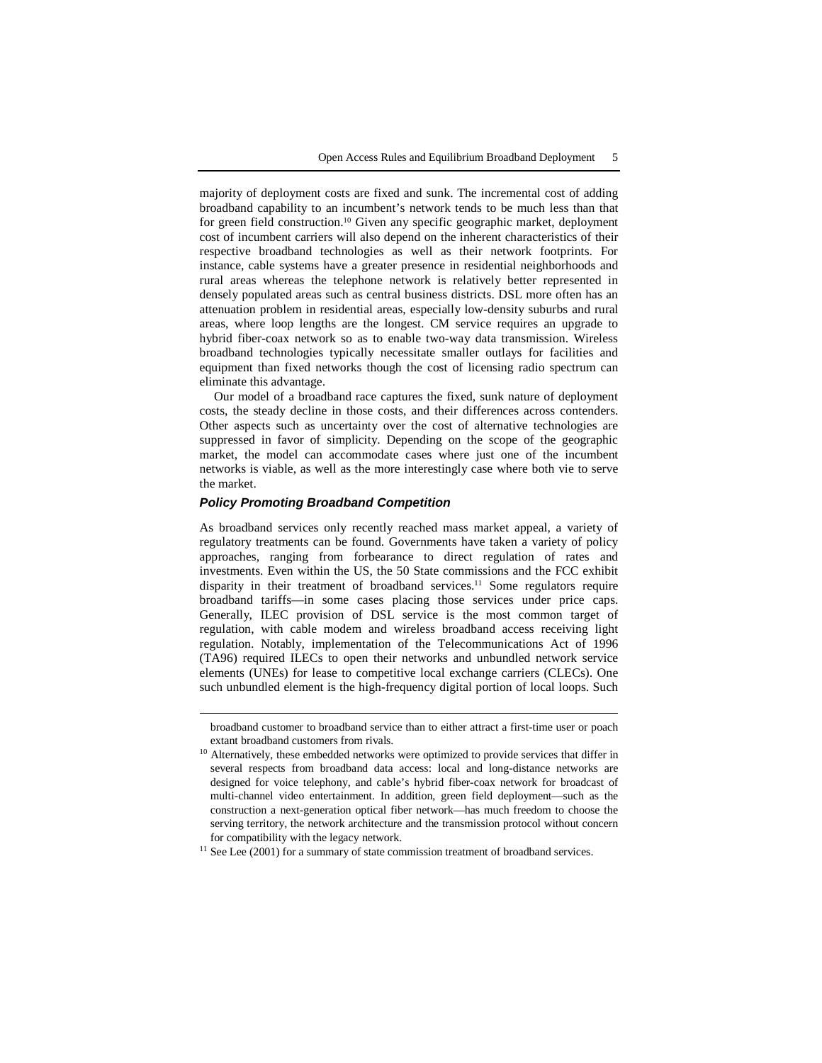majority of deployment costs are fixed and sunk. The incremental cost of adding broadband capability to an incumbent's network tends to be much less than that for green field construction.[10] Given any specific geographic market, deployment cost of incumbent carriers will also depend on the inherent characteristics of their respective broadband technologies as well as their network footprints. For instance, cable systems have a greater presence in residential neighborhoods and rural areas whereas the telephone network is relatively better represented in densely populated areas such as central business districts. DSL more often has an attenuation problem in residential areas, especially low-density suburbs and rural areas, where loop lengths are the longest. CM service requires an upgrade to hybrid fiber-coax network so as to enable two-way data transmission. Wireless broadband technologies typically necessitate smaller outlays for facilities and equipment than fixed networks though the cost of licensing radio spectrum can eliminate this advantage.

Our model of a broadband race captures the fixed, sunk nature of deployment costs, the steady decline in those costs, and their differences across contenders. Other aspects such as uncertainty over the cost of alternative technologies are suppressed in favor of simplicity. Depending on the scope of the geographic market, the model can accommodate cases where just one of the incumbent networks is viable, as well as the more interestingly case where both vie to serve the market.

### *Policy Promoting Broadband Competition*

As broadband services only recently reached mass market appeal, a variety of regulatory treatments can be found. Governments have taken a variety of policy approaches, ranging from forbearance to direct regulation of rates and investments. Even within the US, the 50 State commissions and the FCC exhibit disparity in their treatment of broadband services.[11] Some regulators require broadband tariffs—in some cases placing those services under price caps. Generally, ILEC provision of DSL service is the most common target of regulation, with cable modem and wireless broadband access receiving light regulation. Notably, implementation of the Telecommunications Act of 1996 (TA96) required ILECs to open their networks and unbundled network service elements (UNEs) for lease to competitive local exchange carriers (CLECs). One such unbundled element is the high-frequency digital portion of local loops. Such

---

broadband customer to broadband service than to either attract a first-time user or poach extant broadband customers from rivals.

[10] Alternatively, these embedded networks were optimized to provide services that differ in several respects from broadband data access: local and long-distance networks are designed for voice telephony, and cable's hybrid fiber-coax network for broadcast of multi-channel video entertainment. In addition, green field deployment—such as the construction a next-generation optical fiber network—has much freedom to choose the serving territory, the network architecture and the transmission protocol without concern for compatibility with the legacy network.

[11] See Lee (2001) for a summary of state commission treatment of broadband services.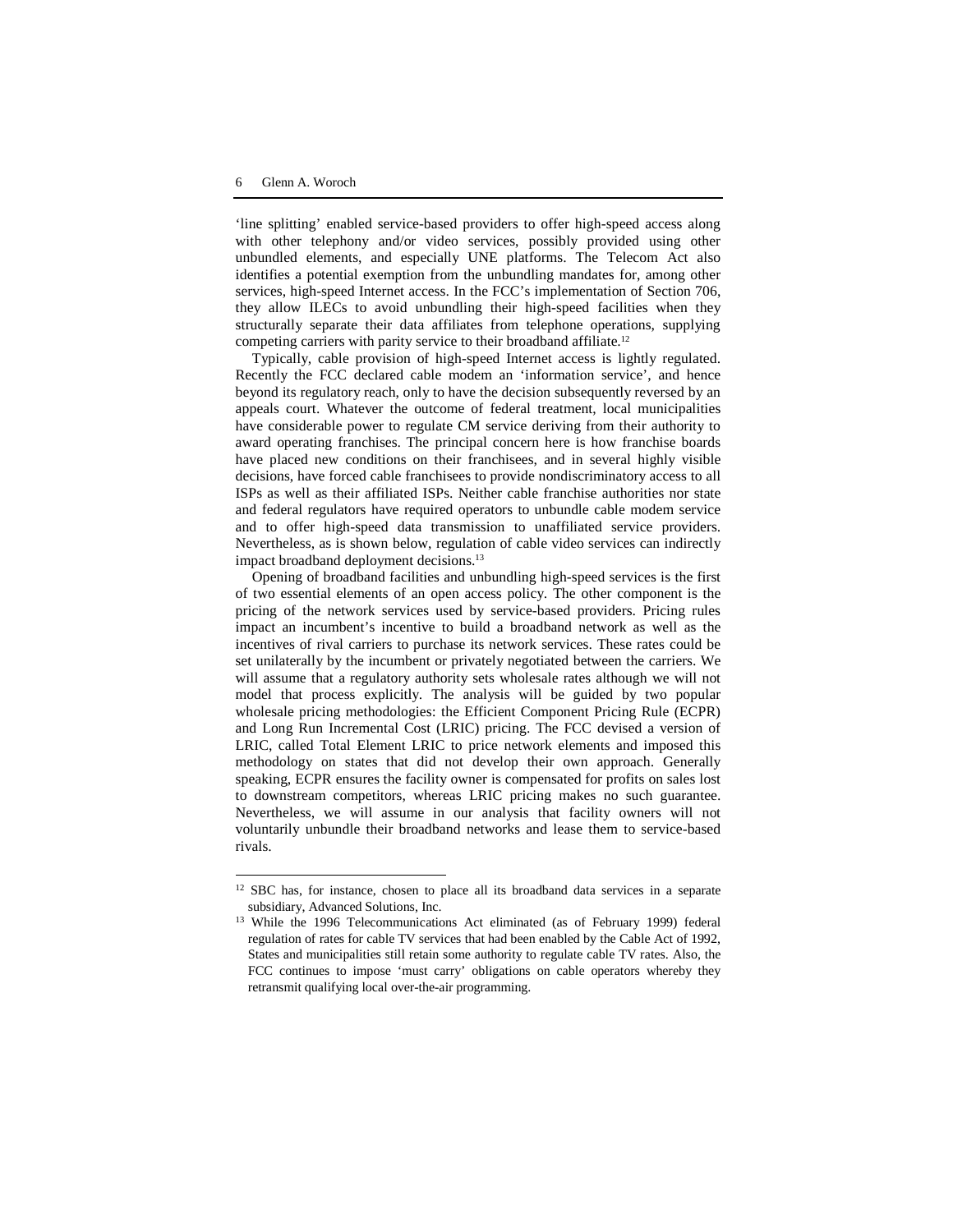'line splitting' enabled service-based providers to offer high-speed access along with other telephony and/or video services, possibly provided using other unbundled elements, and especially UNE platforms. The Telecom Act also identifies a potential exemption from the unbundling mandates for, among other services, high-speed Internet access. In the FCC's implementation of Section 706, they allow ILECs to avoid unbundling their high-speed facilities when they structurally separate their data affiliates from telephone operations, supplying competing carriers with parity service to their broadband affiliate.[12]

Typically, cable provision of high-speed Internet access is lightly regulated. Recently the FCC declared cable modem an 'information service', and hence beyond its regulatory reach, only to have the decision subsequently reversed by an appeals court. Whatever the outcome of federal treatment, local municipalities have considerable power to regulate CM service deriving from their authority to award operating franchises. The principal concern here is how franchise boards have placed new conditions on their franchisees, and in several highly visible decisions, have forced cable franchisees to provide nondiscriminatory access to all ISPs as well as their affiliated ISPs. Neither cable franchise authorities nor state and federal regulators have required operators to unbundle cable modem service and to offer high-speed data transmission to unaffiliated service providers. Nevertheless, as is shown below, regulation of cable video services can indirectly impact broadband deployment decisions.[13]

Opening of broadband facilities and unbundling high-speed services is the first of two essential elements of an open access policy. The other component is the pricing of the network services used by service-based providers. Pricing rules impact an incumbent's incentive to build a broadband network as well as the incentives of rival carriers to purchase its network services. These rates could be set unilaterally by the incumbent or privately negotiated between the carriers. We will assume that a regulatory authority sets wholesale rates although we will not model that process explicitly. The analysis will be guided by two popular wholesale pricing methodologies: the Efficient Component Pricing Rule (ECPR) and Long Run Incremental Cost (LRIC) pricing. The FCC devised a version of LRIC, called Total Element LRIC to price network elements and imposed this methodology on states that did not develop their own approach. Generally speaking, ECPR ensures the facility owner is compensated for profits on sales lost to downstream competitors, whereas LRIC pricing makes no such guarantee. Nevertheless, we will assume in our analysis that facility owners will not voluntarily unbundle their broadband networks and lease them to service-based rivals.

---

[12] SBC has, for instance, chosen to place all its broadband data services in a separate subsidiary, Advanced Solutions, Inc.

[13] While the 1996 Telecommunications Act eliminated (as of February 1999) federal regulation of rates for cable TV services that had been enabled by the Cable Act of 1992, States and municipalities still retain some authority to regulate cable TV rates. Also, the FCC continues to impose 'must carry' obligations on cable operators whereby they retransmit qualifying local over-the-air programming.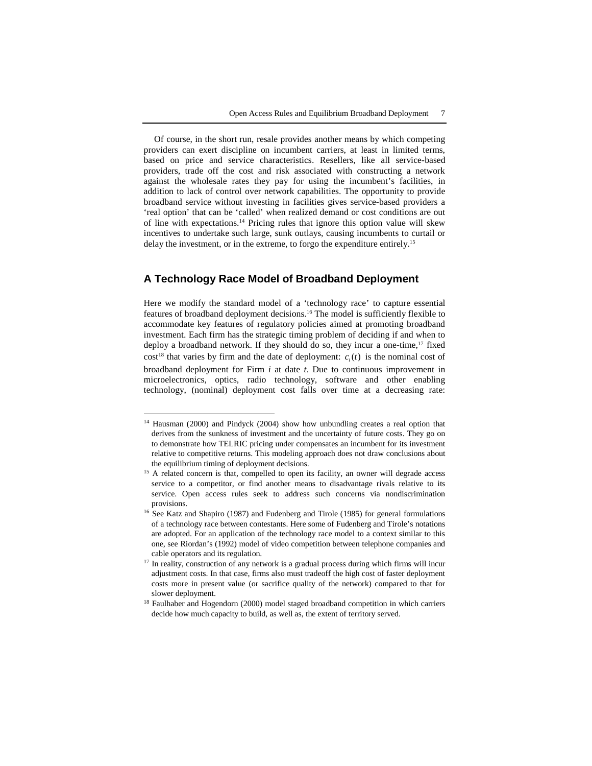Of course, in the short run, resale provides another means by which competing providers can exert discipline on incumbent carriers, at least in limited terms, based on price and service characteristics. Resellers, like all service-based providers, trade off the cost and risk associated with constructing a network against the wholesale rates they pay for using the incumbent's facilities, in addition to lack of control over network capabilities. The opportunity to provide broadband service without investing in facilities gives service-based providers a 'real option' that can be 'called' when realized demand or cost conditions are out of line with expectations.[14] Pricing rules that ignore this option value will skew incentives to undertake such large, sunk outlays, causing incumbents to curtail or delay the investment, or in the extreme, to forgo the expenditure entirely.[15]

## A Technology Race Model of Broadband Deployment

Here we modify the standard model of a 'technology race' to capture essential features of broadband deployment decisions.[16] The model is sufficiently flexible to accommodate key features of regulatory policies aimed at promoting broadband investment. Each firm has the strategic timing problem of deciding if and when to deploy a broadband network. If they should do so, they incur a one-time,[17] fixed cost[18] that varies by firm and the date of deployment: $c_i(t)$ is the nominal cost of broadband deployment for Firm $i$ at date $t$. Due to continuous improvement in microelectronics, optics, radio technology, software and other enabling technology, (nominal) deployment cost falls over time at a decreasing rate:

---

[14] Hausman (2000) and Pindyck (2004) show how unbundling creates a real option that derives from the sunkness of investment and the uncertainty of future costs. They go on to demonstrate how TELRIC pricing under compensates an incumbent for its investment relative to competitive returns. This modeling approach does not draw conclusions about the equilibrium timing of deployment decisions.

[15] A related concern is that, compelled to open its facility, an owner will degrade access service to a competitor, or find another means to disadvantage rivals relative to its service. Open access rules seek to address such concerns via nondiscrimination provisions.

[16] See Katz and Shapiro (1987) and Fudenberg and Tirole (1985) for general formulations of a technology race between contestants. Here some of Fudenberg and Tirole's notations are adopted. For an application of the technology race model to a context similar to this one, see Riordan's (1992) model of video competition between telephone companies and cable operators and its regulation.

[17] In reality, construction of any network is a gradual process during which firms will incur adjustment costs. In that case, firms also must tradeoff the high cost of faster deployment costs more in present value (or sacrifice quality of the network) compared to that for slower deployment.

[18] Faulhaber and Hogendorn (2000) model staged broadband competition in which carriers decide how much capacity to build, as well as, the extent of territory served.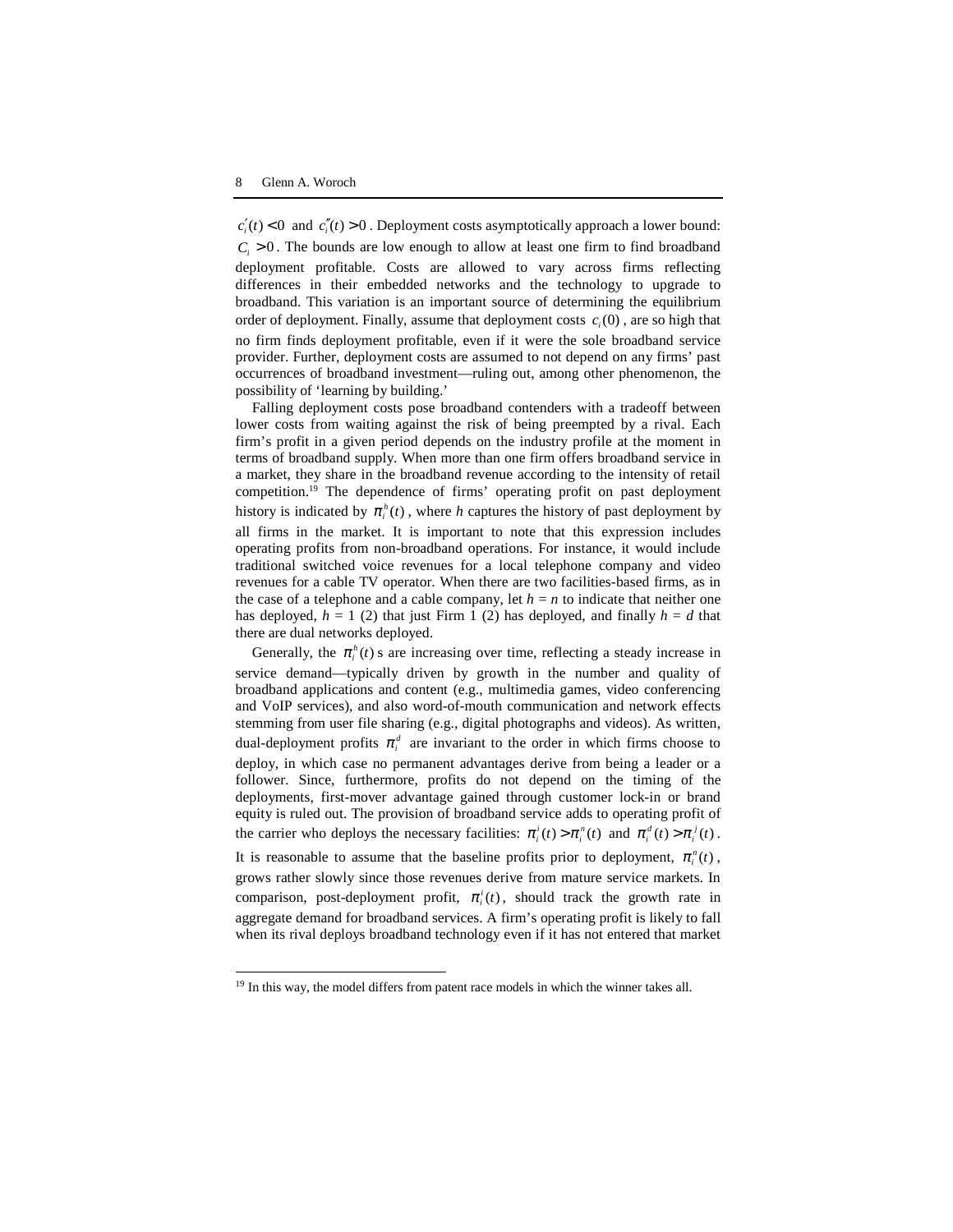$c_i'(t) < 0$ and $c_i''(t) > 0$. Deployment costs asymptotically approach a lower bound: $C_i > 0$. The bounds are low enough to allow at least one firm to find broadband deployment profitable. Costs are allowed to vary across firms reflecting differences in their embedded networks and the technology to upgrade to broadband. This variation is an important source of determining the equilibrium order of deployment. Finally, assume that deployment costs $c_i(0)$, are so high that no firm finds deployment profitable, even if it were the sole broadband service provider. Further, deployment costs are assumed to not depend on any firms' past occurrences of broadband investment—ruling out, among other phenomenon, the possibility of 'learning by building.'

Falling deployment costs pose broadband contenders with a tradeoff between lower costs from waiting against the risk of being preempted by a rival. Each firm's profit in a given period depends on the industry profile at the moment in terms of broadband supply. When more than one firm offers broadband service in a market, they share in the broadband revenue according to the intensity of retail competition.[19] The dependence of firms' operating profit on past deployment history is indicated by $\pi_i^h(t)$, where *h* captures the history of past deployment by all firms in the market. It is important to note that this expression includes operating profits from non-broadband operations. For instance, it would include traditional switched voice revenues for a local telephone company and video revenues for a cable TV operator. When there are two facilities-based firms, as in the case of a telephone and a cable company, let $h = n$ to indicate that neither one has deployed, $h = 1$ (2) that just Firm 1 (2) has deployed, and finally $h = d$ that there are dual networks deployed.

Generally, the $\pi_i^h(t)$ s are increasing over time, reflecting a steady increase in service demand—typically driven by growth in the number and quality of broadband applications and content (e.g., multimedia games, video conferencing and VoIP services), and also word-of-mouth communication and network effects stemming from user file sharing (e.g., digital photographs and videos). As written, dual-deployment profits $\pi_i^d$ are invariant to the order in which firms choose to deploy, in which case no permanent advantages derive from being a leader or a follower. Since, furthermore, profits do not depend on the timing of the deployments, first-mover advantage gained through customer lock-in or brand equity is ruled out. The provision of broadband service adds to operating profit of the carrier who deploys the necessary facilities: $\pi_i^i(t) > \pi_i^n(t)$ and $\pi_i^d(t) > \pi_i^j(t)$. It is reasonable to assume that the baseline profits prior to deployment, $\pi_i^n(t)$, grows rather slowly since those revenues derive from mature service markets. In comparison, post-deployment profit, $\pi_i^i(t)$, should track the growth rate in aggregate demand for broadband services. A firm's operating profit is likely to fall when its rival deploys broadband technology even if it has not entered that market

---

[19] In this way, the model differs from patent race models in which the winner takes all.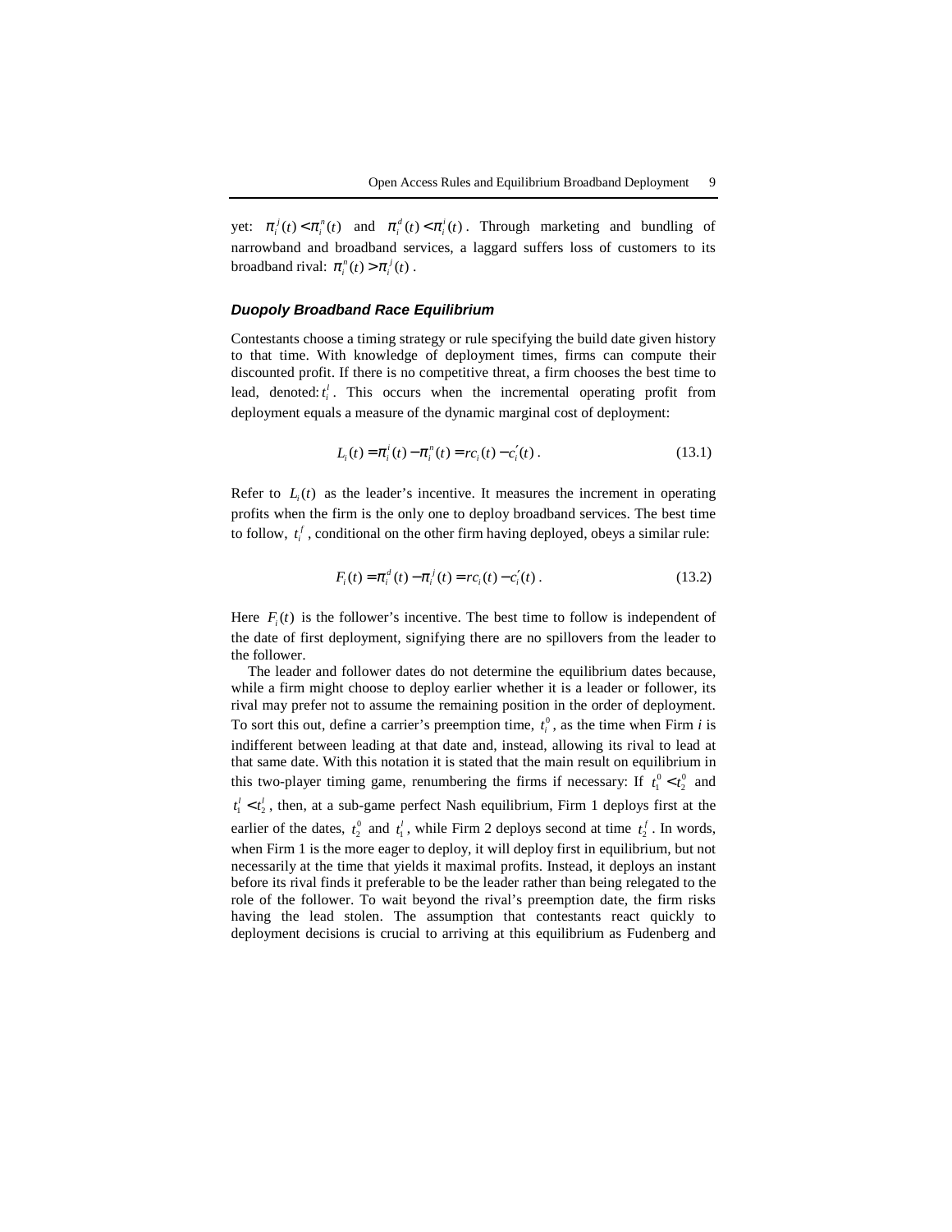yet: $\pi_i^j(t) < \pi_i^n(t)$ and $\pi_i^d(t) < \pi_i^l(t)$. Through marketing and bundling of narrowband and broadband services, a laggard suffers loss of customers to its broadband rival: $\pi_i^n(t) > \pi_i^j(t)$.

### *Duopoly Broadband Race Equilibrium*

Contestants choose a timing strategy or rule specifying the build date given history to that time. With knowledge of deployment times, firms can compute their discounted profit. If there is no competitive threat, a firm chooses the best time to lead, denoted: $t_i^l$. This occurs when the incremental operating profit from deployment equals a measure of the dynamic marginal cost of deployment:

$$L_i(t) = \pi_i^l(t) - \pi_i^n(t) = rc_i(t) - c_i'(t)\,. \tag{13.1}$$

Refer to $L_i(t)$ as the leader's incentive. It measures the increment in operating profits when the firm is the only one to deploy broadband services. The best time to follow, $t_i^f$, conditional on the other firm having deployed, obeys a similar rule:

$$F_i(t) = \pi_i^d(t) - \pi_i^j(t) = rc_i(t) - c_i'(t)\,. \tag{13.2}$$

Here $F_i(t)$ is the follower's incentive. The best time to follow is independent of the date of first deployment, signifying there are no spillovers from the leader to the follower.

The leader and follower dates do not determine the equilibrium dates because, while a firm might choose to deploy earlier whether it is a leader or follower, its rival may prefer not to assume the remaining position in the order of deployment. To sort this out, define a carrier's preemption time, $t_i^0$, as the time when Firm *i* is indifferent between leading at that date and, instead, allowing its rival to lead at that same date. With this notation it is stated that the main result on equilibrium in this two-player timing game, renumbering the firms if necessary: If $t_1^0 < t_2^0$ and $t_1^l < t_2^l$, then, at a sub-game perfect Nash equilibrium, Firm 1 deploys first at the earlier of the dates, $t_2^0$ and $t_1^l$, while Firm 2 deploys second at time $t_2^f$. In words, when Firm 1 is the more eager to deploy, it will deploy first in equilibrium, but not necessarily at the time that yields it maximal profits. Instead, it deploys an instant before its rival finds it preferable to be the leader rather than being relegated to the role of the follower. To wait beyond the rival's preemption date, the firm risks having the lead stolen. The assumption that contestants react quickly to deployment decisions is crucial to arriving at this equilibrium as Fudenberg and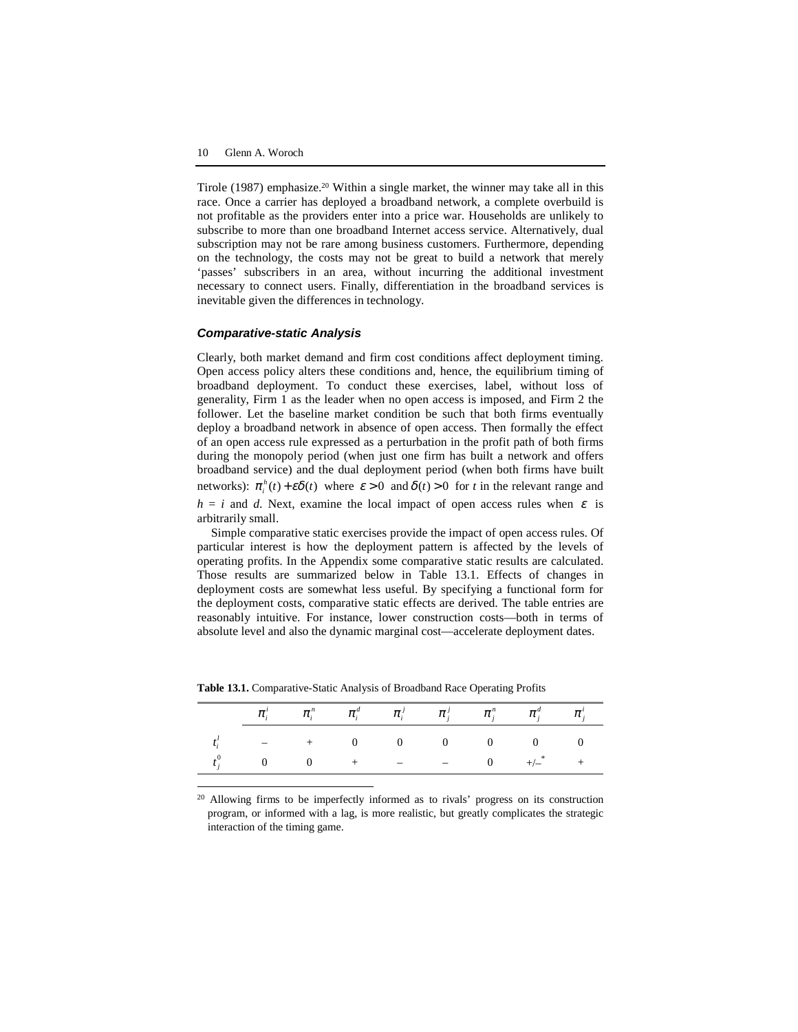Tirole (1987) emphasize.[20] Within a single market, the winner may take all in this race. Once a carrier has deployed a broadband network, a complete overbuild is not profitable as the providers enter into a price war. Households are unlikely to subscribe to more than one broadband Internet access service. Alternatively, dual subscription may not be rare among business customers. Furthermore, depending on the technology, the costs may not be great to build a network that merely 'passes' subscribers in an area, without incurring the additional investment necessary to connect users. Finally, differentiation in the broadband services is inevitable given the differences in technology.

### *Comparative-static Analysis*

Clearly, both market demand and firm cost conditions affect deployment timing. Open access policy alters these conditions and, hence, the equilibrium timing of broadband deployment. To conduct these exercises, label, without loss of generality, Firm 1 as the leader when no open access is imposed, and Firm 2 the follower. Let the baseline market condition be such that both firms eventually deploy a broadband network in absence of open access. Then formally the effect of an open access rule expressed as a perturbation in the profit path of both firms during the monopoly period (when just one firm has built a network and offers broadband service) and the dual deployment period (when both firms have built networks): $\pi_i^h(t) + \varepsilon\delta(t)$ where $\varepsilon > 0$ and $\delta(t) > 0$ for $t$ in the relevant range and $h = i$ and $d$. Next, examine the local impact of open access rules when $\varepsilon$ is arbitrarily small.

Simple comparative static exercises provide the impact of open access rules. Of particular interest is how the deployment pattern is affected by the levels of operating profits. In the Appendix some comparative static results are calculated. Those results are summarized below in Table 13.1. Effects of changes in deployment costs are somewhat less useful. By specifying a functional form for the deployment costs, comparative static effects are derived. The table entries are reasonably intuitive. For instance, lower construction costs—both in terms of absolute level and also the dynamic marginal cost—accelerate deployment dates.

**Table 13.1.** Comparative-Static Analysis of Broadband Race Operating Profits

| | $\pi_i^i$ | $\pi_i^n$ | $\pi_i^d$ | $\pi_i^j$ | $\pi_j^j$ | $\pi_j^n$ | $\pi_j^d$ | $\pi_j^i$ |
|---|---|---|---|---|---|---|---|---|
| $t_i^I$ | – | + | 0 | 0 | 0 | 0 | 0 | 0 |
| $t_j^0$ | 0 | 0 | + | – | – | 0 | +/–* | + |

[20] Allowing firms to be imperfectly informed as to rivals' progress on its construction program, or informed with a lag, is more realistic, but greatly complicates the strategic interaction of the timing game.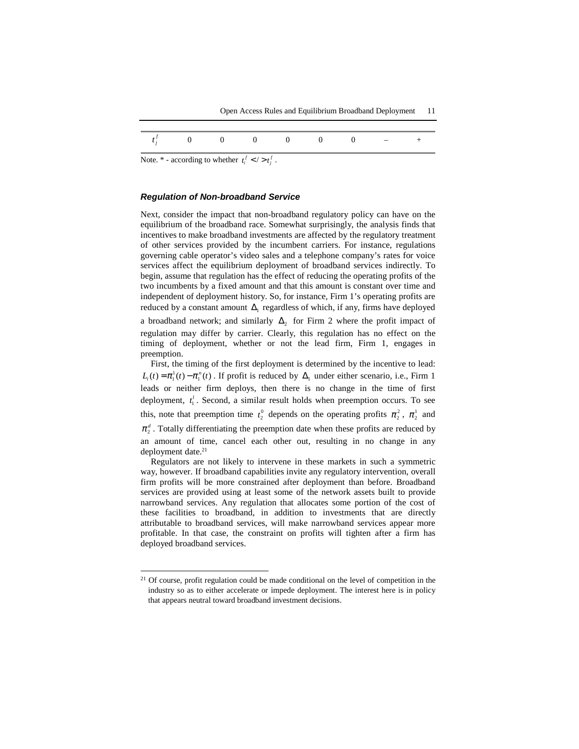| $t_j^f$ | 0 | 0 | 0 | 0 | 0 | 0 | – | + |
|---|---|---|---|---|---|---|---|---|

Note. * - according to whether $t_i^f < / > t_j^f$ .

### *Regulation of Non-broadband Service*

Next, consider the impact that non-broadband regulatory policy can have on the equilibrium of the broadband race. Somewhat surprisingly, the analysis finds that incentives to make broadband investments are affected by the regulatory treatment of other services provided by the incumbent carriers. For instance, regulations governing cable operator's video sales and a telephone company's rates for voice services affect the equilibrium deployment of broadband services indirectly. To begin, assume that regulation has the effect of reducing the operating profits of the two incumbents by a fixed amount and that this amount is constant over time and independent of deployment history. So, for instance, Firm 1's operating profits are reduced by a constant amount $\Delta_1$ regardless of which, if any, firms have deployed a broadband network; and similarly $\Delta_2$ for Firm 2 where the profit impact of regulation may differ by carrier. Clearly, this regulation has no effect on the timing of deployment, whether or not the lead firm, Firm 1, engages in preemption.

First, the timing of the first deployment is determined by the incentive to lead: $L_i(t) = \pi_1^1(t) - \pi_1^n(t)$ . If profit is reduced by $\Delta_1$ under either scenario, i.e., Firm 1 leads or neither firm deploys, then there is no change in the time of first deployment, $t_1^l$ . Second, a similar result holds when preemption occurs. To see this, note that preemption time $t_2^0$ depends on the operating profits $\pi_2^2$ , $\pi_2^1$ and $\pi_2^d$ . Totally differentiating the preemption date when these profits are reduced by an amount of time, cancel each other out, resulting in no change in any deployment date.[21]

Regulators are not likely to intervene in these markets in such a symmetric way, however. If broadband capabilities invite any regulatory intervention, overall firm profits will be more constrained after deployment than before. Broadband services are provided using at least some of the network assets built to provide narrowband services. Any regulation that allocates some portion of the cost of these facilities to broadband, in addition to investments that are directly attributable to broadband services, will make narrowband services appear more profitable. In that case, the constraint on profits will tighten after a firm has deployed broadband services.

[21] Of course, profit regulation could be made conditional on the level of competition in the industry so as to either accelerate or impede deployment. The interest here is in policy that appears neutral toward broadband investment decisions.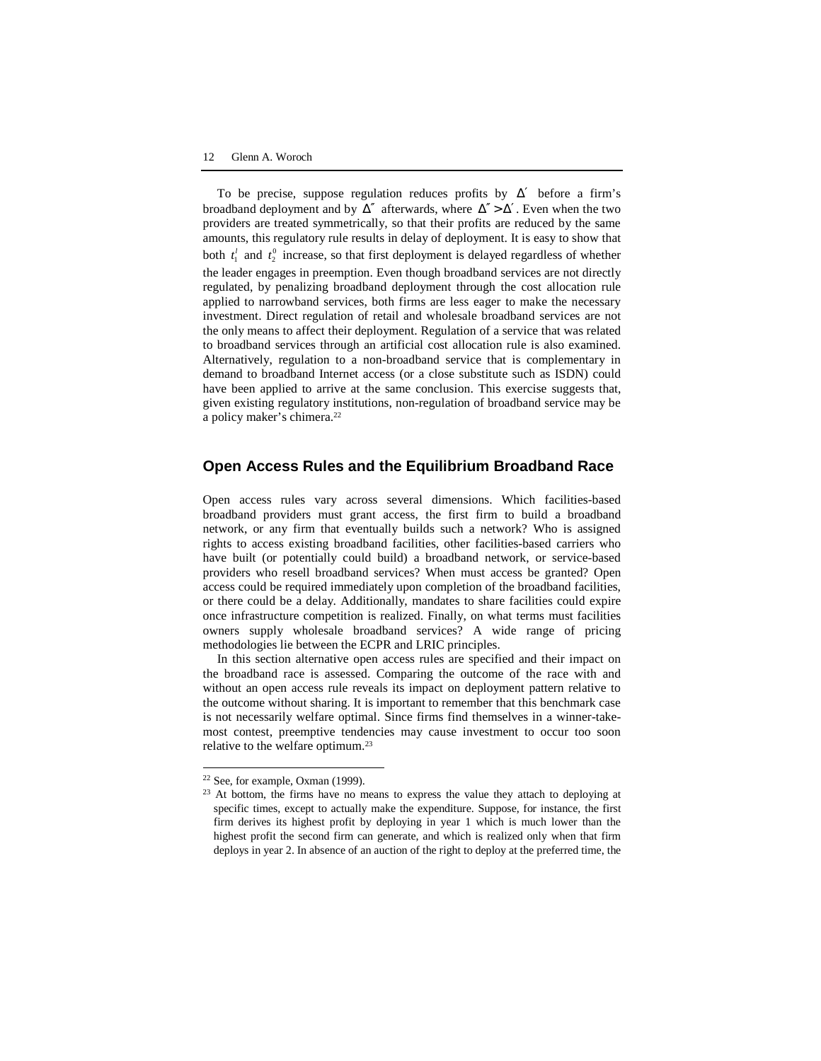To be precise, suppose regulation reduces profits by $\Delta'$ before a firm's broadband deployment and by $\Delta''$ afterwards, where $\Delta'' > \Delta'$. Even when the two providers are treated symmetrically, so that their profits are reduced by the same amounts, this regulatory rule results in delay of deployment. It is easy to show that both $t_1^l$ and $t_2^0$ increase, so that first deployment is delayed regardless of whether the leader engages in preemption. Even though broadband services are not directly regulated, by penalizing broadband deployment through the cost allocation rule applied to narrowband services, both firms are less eager to make the necessary investment. Direct regulation of retail and wholesale broadband services are not the only means to affect their deployment. Regulation of a service that was related to broadband services through an artificial cost allocation rule is also examined. Alternatively, regulation to a non-broadband service that is complementary in demand to broadband Internet access (or a close substitute such as ISDN) could have been applied to arrive at the same conclusion. This exercise suggests that, given existing regulatory institutions, non-regulation of broadband service may be a policy maker's chimera.[22]

## Open Access Rules and the Equilibrium Broadband Race

Open access rules vary across several dimensions. Which facilities-based broadband providers must grant access, the first firm to build a broadband network, or any firm that eventually builds such a network? Who is assigned rights to access existing broadband facilities, other facilities-based carriers who have built (or potentially could build) a broadband network, or service-based providers who resell broadband services? When must access be granted? Open access could be required immediately upon completion of the broadband facilities, or there could be a delay. Additionally, mandates to share facilities could expire once infrastructure competition is realized. Finally, on what terms must facilities owners supply wholesale broadband services? A wide range of pricing methodologies lie between the ECPR and LRIC principles.

In this section alternative open access rules are specified and their impact on the broadband race is assessed. Comparing the outcome of the race with and without an open access rule reveals its impact on deployment pattern relative to the outcome without sharing. It is important to remember that this benchmark case is not necessarily welfare optimal. Since firms find themselves in a winner-take-most contest, preemptive tendencies may cause investment to occur too soon relative to the welfare optimum.[23]

---

[22] See, for example, Oxman (1999).

[23] At bottom, the firms have no means to express the value they attach to deploying at specific times, except to actually make the expenditure. Suppose, for instance, the first firm derives its highest profit by deploying in year 1 which is much lower than the highest profit the second firm can generate, and which is realized only when that firm deploys in year 2. In absence of an auction of the right to deploy at the preferred time, the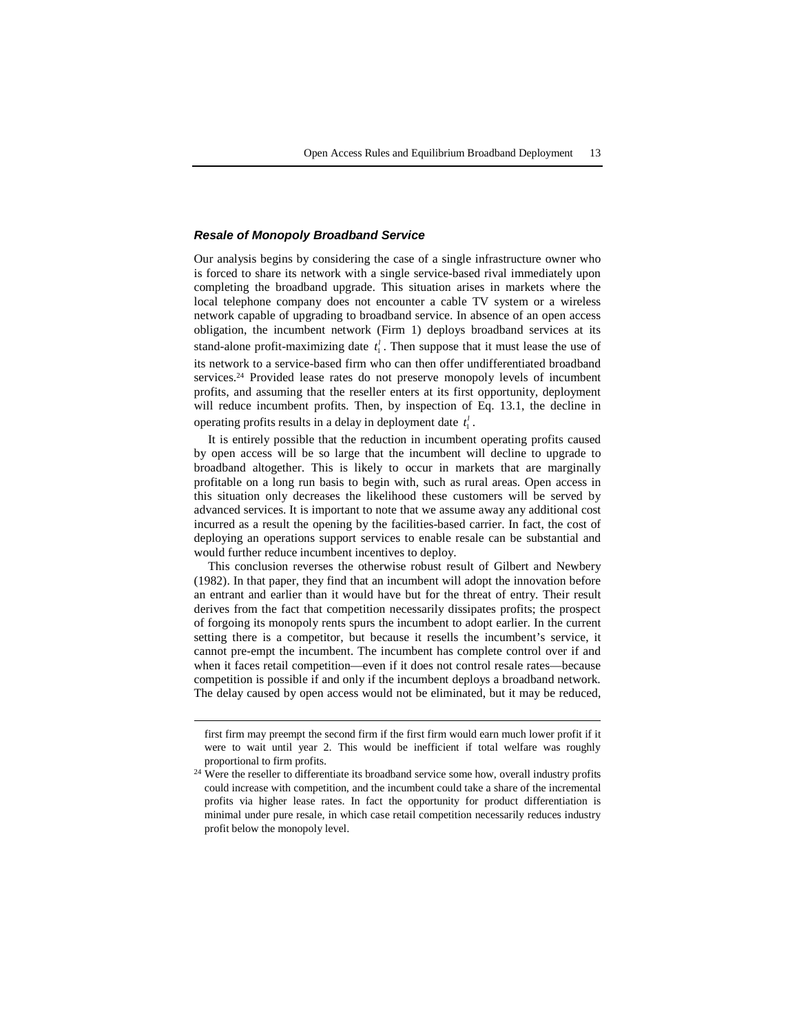### *Resale of Monopoly Broadband Service*

Our analysis begins by considering the case of a single infrastructure owner who is forced to share its network with a single service-based rival immediately upon completing the broadband upgrade. This situation arises in markets where the local telephone company does not encounter a cable TV system or a wireless network capable of upgrading to broadband service. In absence of an open access obligation, the incumbent network (Firm 1) deploys broadband services at its stand-alone profit-maximizing date $t_1^I$. Then suppose that it must lease the use of its network to a service-based firm who can then offer undifferentiated broadband services.[24] Provided lease rates do not preserve monopoly levels of incumbent profits, and assuming that the reseller enters at its first opportunity, deployment will reduce incumbent profits. Then, by inspection of Eq. 13.1, the decline in operating profits results in a delay in deployment date $t_1^I$.

It is entirely possible that the reduction in incumbent operating profits caused by open access will be so large that the incumbent will decline to upgrade to broadband altogether. This is likely to occur in markets that are marginally profitable on a long run basis to begin with, such as rural areas. Open access in this situation only decreases the likelihood these customers will be served by advanced services. It is important to note that we assume away any additional cost incurred as a result the opening by the facilities-based carrier. In fact, the cost of deploying an operations support services to enable resale can be substantial and would further reduce incumbent incentives to deploy.

This conclusion reverses the otherwise robust result of Gilbert and Newbery (1982). In that paper, they find that an incumbent will adopt the innovation before an entrant and earlier than it would have but for the threat of entry. Their result derives from the fact that competition necessarily dissipates profits; the prospect of forgoing its monopoly rents spurs the incumbent to adopt earlier. In the current setting there is a competitor, but because it resells the incumbent's service, it cannot pre-empt the incumbent. The incumbent has complete control over if and when it faces retail competition—even if it does not control resale rates—because competition is possible if and only if the incumbent deploys a broadband network. The delay caused by open access would not be eliminated, but it may be reduced,

---

first firm may preempt the second firm if the first firm would earn much lower profit if it were to wait until year 2. This would be inefficient if total welfare was roughly proportional to firm profits.

[24] Were the reseller to differentiate its broadband service some how, overall industry profits could increase with competition, and the incumbent could take a share of the incremental profits via higher lease rates. In fact the opportunity for product differentiation is minimal under pure resale, in which case retail competition necessarily reduces industry profit below the monopoly level.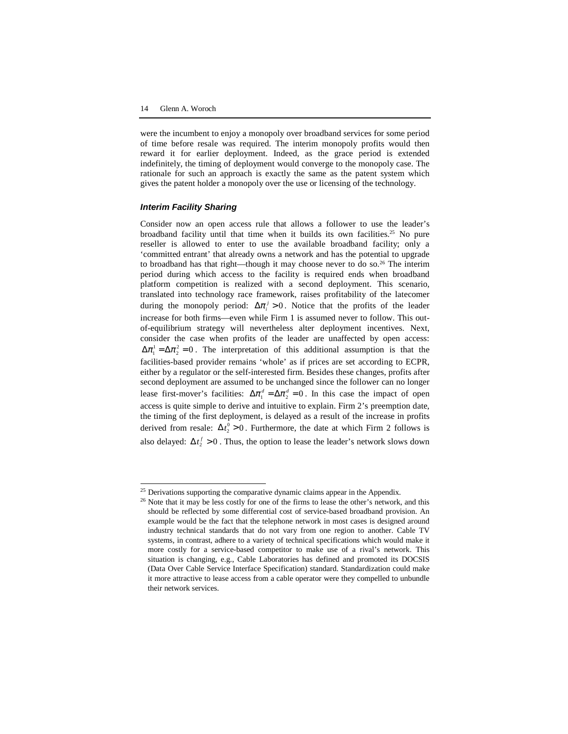were the incumbent to enjoy a monopoly over broadband services for some period of time before resale was required. The interim monopoly profits would then reward it for earlier deployment. Indeed, as the grace period is extended indefinitely, the timing of deployment would converge to the monopoly case. The rationale for such an approach is exactly the same as the patent system which gives the patent holder a monopoly over the use or licensing of the technology.

### *Interim Facility Sharing*

Consider now an open access rule that allows a follower to use the leader's broadband facility until that time when it builds its own facilities.[25] No pure reseller is allowed to enter to use the available broadband facility; only a 'committed entrant' that already owns a network and has the potential to upgrade to broadband has that right—though it may choose never to do so.[26] The interim period during which access to the facility is required ends when broadband platform competition is realized with a second deployment. This scenario, translated into technology race framework, raises profitability of the latecomer during the monopoly period: $\Delta\pi_i^j > 0$. Notice that the profits of the leader increase for both firms—even while Firm 1 is assumed never to follow. This out-of-equilibrium strategy will nevertheless alter deployment incentives. Next, consider the case when profits of the leader are unaffected by open access: $\Delta\pi_1^1 = \Delta\pi_2^2 = 0$. The interpretation of this additional assumption is that the facilities-based provider remains 'whole' as if prices are set according to ECPR, either by a regulator or the self-interested firm. Besides these changes, profits after second deployment are assumed to be unchanged since the follower can no longer lease first-mover's facilities: $\Delta\pi_1^d = \Delta\pi_2^d = 0$. In this case the impact of open access is quite simple to derive and intuitive to explain. Firm 2's preemption date, the timing of the first deployment, is delayed as a result of the increase in profits derived from resale: $\Delta t_2^0 > 0$. Furthermore, the date at which Firm 2 follows is also delayed: $\Delta t_2^f > 0$. Thus, the option to lease the leader's network slows down

---

[25] Derivations supporting the comparative dynamic claims appear in the Appendix.

[26] Note that it may be less costly for one of the firms to lease the other's network, and this should be reflected by some differential cost of service-based broadband provision. An example would be the fact that the telephone network in most cases is designed around industry technical standards that do not vary from one region to another. Cable TV systems, in contrast, adhere to a variety of technical specifications which would make it more costly for a service-based competitor to make use of a rival's network. This situation is changing, e.g., Cable Laboratories has defined and promoted its DOCSIS (Data Over Cable Service Interface Specification) standard. Standardization could make it more attractive to lease access from a cable operator were they compelled to unbundle their network services.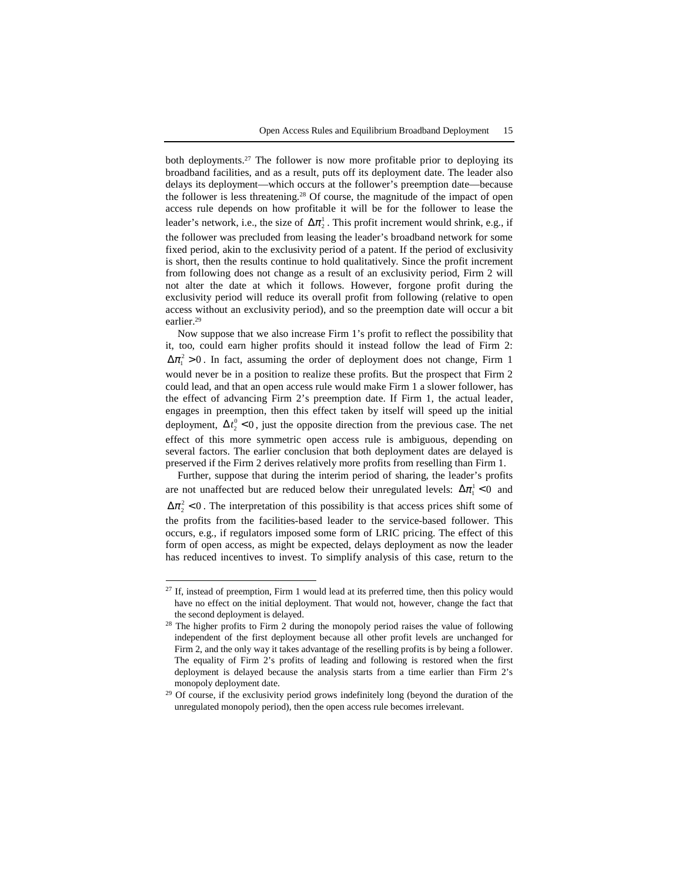both deployments.[27] The follower is now more profitable prior to deploying its broadband facilities, and as a result, puts off its deployment date. The leader also delays its deployment—which occurs at the follower's preemption date—because the follower is less threatening.[28] Of course, the magnitude of the impact of open access rule depends on how profitable it will be for the follower to lease the leader's network, i.e., the size of $\Delta\pi_2^1$. This profit increment would shrink, e.g., if the follower was precluded from leasing the leader's broadband network for some fixed period, akin to the exclusivity period of a patent. If the period of exclusivity is short, then the results continue to hold qualitatively. Since the profit increment from following does not change as a result of an exclusivity period, Firm 2 will not alter the date at which it follows. However, forgone profit during the exclusivity period will reduce its overall profit from following (relative to open access without an exclusivity period), and so the preemption date will occur a bit earlier.[29]

Now suppose that we also increase Firm 1's profit to reflect the possibility that it, too, could earn higher profits should it instead follow the lead of Firm 2: $\Delta\pi_1^2 > 0$. In fact, assuming the order of deployment does not change, Firm 1 would never be in a position to realize these profits. But the prospect that Firm 2 could lead, and that an open access rule would make Firm 1 a slower follower, has the effect of advancing Firm 2's preemption date. If Firm 1, the actual leader, engages in preemption, then this effect taken by itself will speed up the initial deployment, $\Delta t_2^0 < 0$, just the opposite direction from the previous case. The net effect of this more symmetric open access rule is ambiguous, depending on several factors. The earlier conclusion that both deployment dates are delayed is preserved if the Firm 2 derives relatively more profits from reselling than Firm 1.

Further, suppose that during the interim period of sharing, the leader's profits are not unaffected but are reduced below their unregulated levels: $\Delta\pi_1^1 < 0$ and $\Delta\pi_2^2 < 0$. The interpretation of this possibility is that access prices shift some of the profits from the facilities-based leader to the service-based follower. This occurs, e.g., if regulators imposed some form of LRIC pricing. The effect of this form of open access, as might be expected, delays deployment as now the leader has reduced incentives to invest. To simplify analysis of this case, return to the

---

[27] If, instead of preemption, Firm 1 would lead at its preferred time, then this policy would have no effect on the initial deployment. That would not, however, change the fact that the second deployment is delayed.

[28] The higher profits to Firm 2 during the monopoly period raises the value of following independent of the first deployment because all other profit levels are unchanged for Firm 2, and the only way it takes advantage of the reselling profits is by being a follower. The equality of Firm 2's profits of leading and following is restored when the first deployment is delayed because the analysis starts from a time earlier than Firm 2's monopoly deployment date.

[29] Of course, if the exclusivity period grows indefinitely long (beyond the duration of the unregulated monopoly period), then the open access rule becomes irrelevant.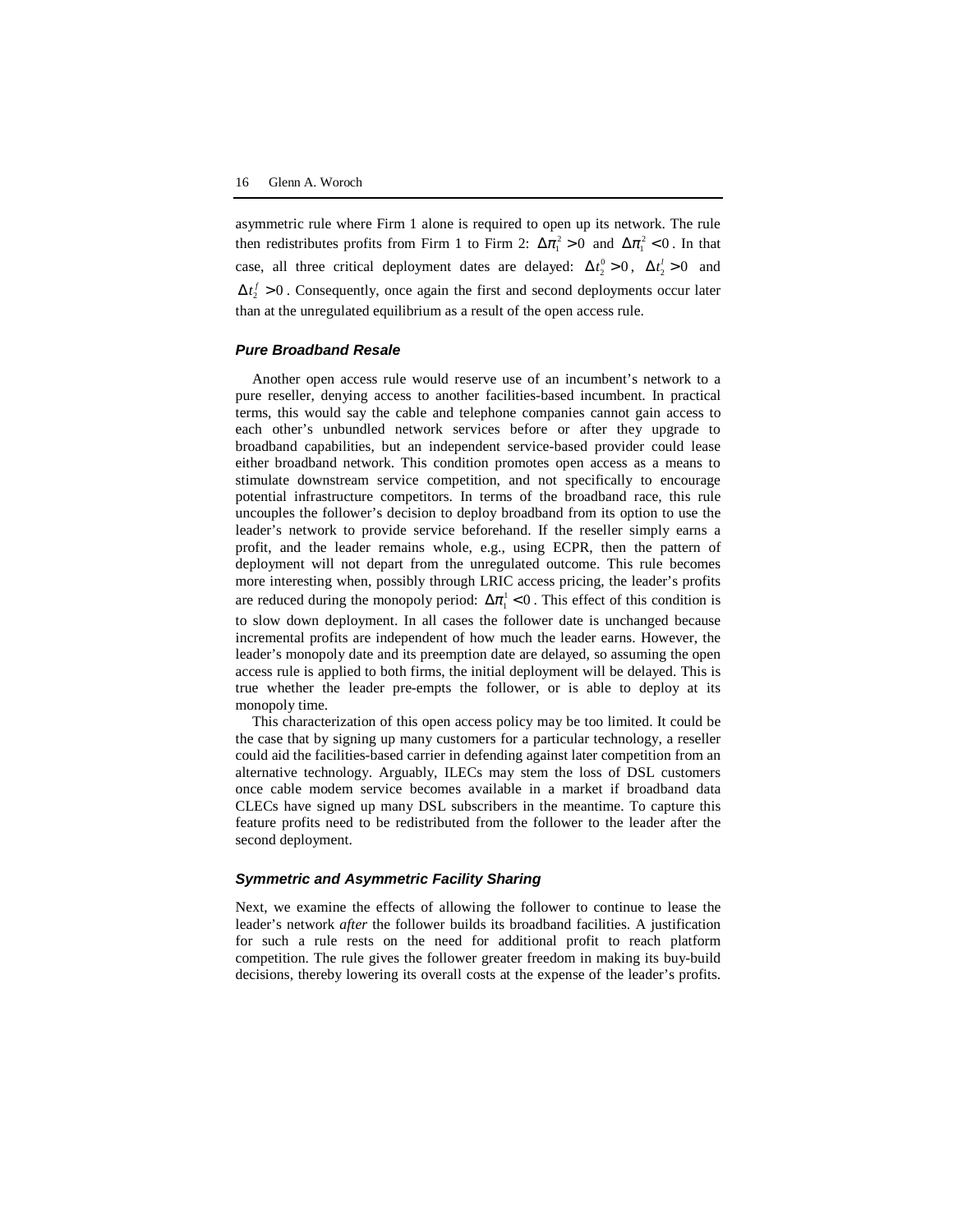asymmetric rule where Firm 1 alone is required to open up its network. The rule then redistributes profits from Firm 1 to Firm 2: $\Delta\pi_1^2 > 0$ and $\Delta\pi_1^2 < 0$. In that case, all three critical deployment dates are delayed: $\Delta t_2^0 > 0$, $\Delta t_2^l > 0$ and $\Delta t_2^f > 0$. Consequently, once again the first and second deployments occur later than at the unregulated equilibrium as a result of the open access rule.

### *Pure Broadband Resale*

Another open access rule would reserve use of an incumbent's network to a pure reseller, denying access to another facilities-based incumbent. In practical terms, this would say the cable and telephone companies cannot gain access to each other's unbundled network services before or after they upgrade to broadband capabilities, but an independent service-based provider could lease either broadband network. This condition promotes open access as a means to stimulate downstream service competition, and not specifically to encourage potential infrastructure competitors. In terms of the broadband race, this rule uncouples the follower's decision to deploy broadband from its option to use the leader's network to provide service beforehand. If the reseller simply earns a profit, and the leader remains whole, e.g., using ECPR, then the pattern of deployment will not depart from the unregulated outcome. This rule becomes more interesting when, possibly through LRIC access pricing, the leader's profits are reduced during the monopoly period: $\Delta\pi_1^1 < 0$. This effect of this condition is to slow down deployment. In all cases the follower date is unchanged because incremental profits are independent of how much the leader earns. However, the leader's monopoly date and its preemption date are delayed, so assuming the open access rule is applied to both firms, the initial deployment will be delayed. This is true whether the leader pre-empts the follower, or is able to deploy at its monopoly time.

This characterization of this open access policy may be too limited. It could be the case that by signing up many customers for a particular technology, a reseller could aid the facilities-based carrier in defending against later competition from an alternative technology. Arguably, ILECs may stem the loss of DSL customers once cable modem service becomes available in a market if broadband data CLECs have signed up many DSL subscribers in the meantime. To capture this feature profits need to be redistributed from the follower to the leader after the second deployment.

### *Symmetric and Asymmetric Facility Sharing*

Next, we examine the effects of allowing the follower to continue to lease the leader's network *after* the follower builds its broadband facilities. A justification for such a rule rests on the need for additional profit to reach platform competition. The rule gives the follower greater freedom in making its buy-build decisions, thereby lowering its overall costs at the expense of the leader's profits.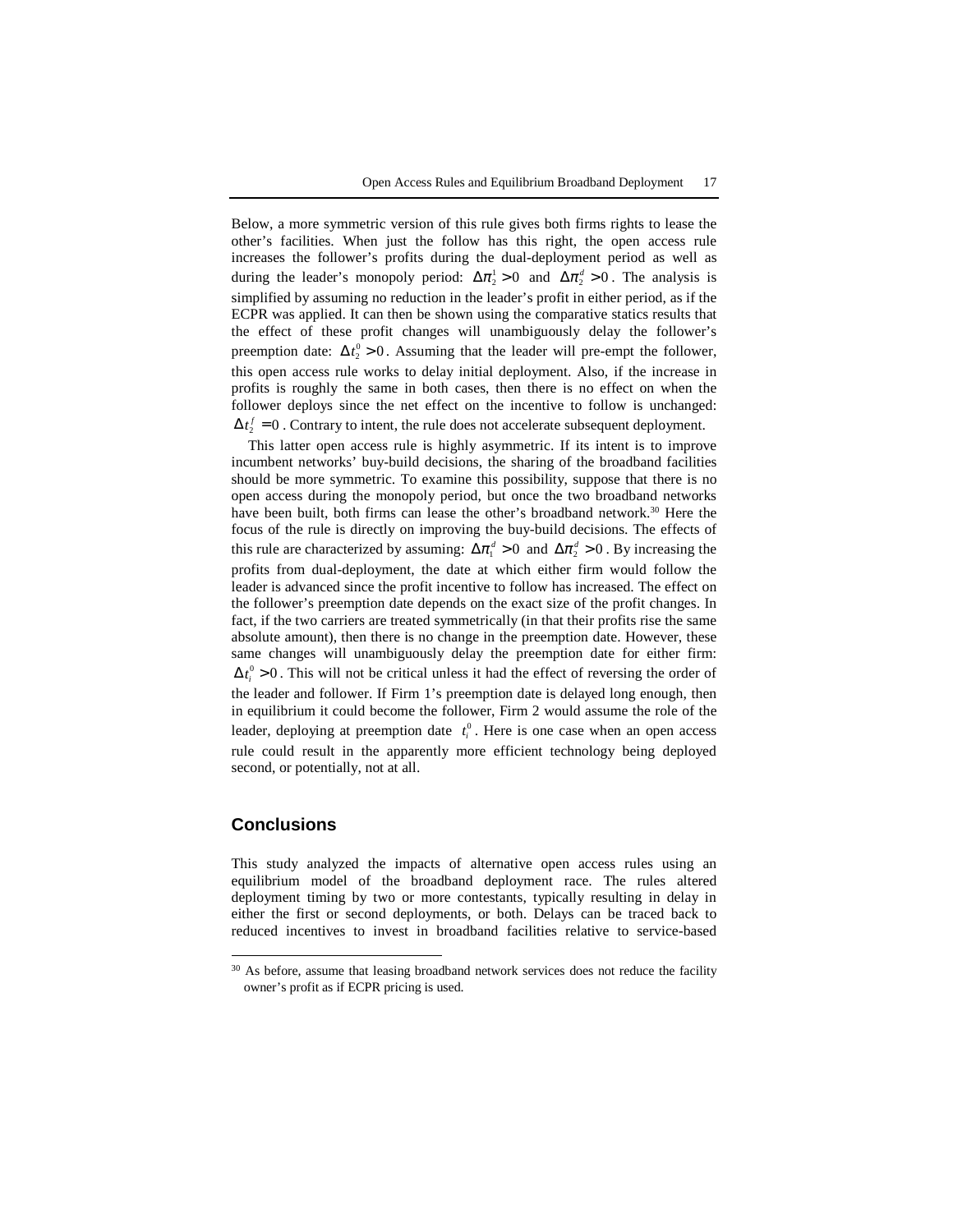Below, a more symmetric version of this rule gives both firms rights to lease the other's facilities. When just the follow has this right, the open access rule increases the follower's profits during the dual-deployment period as well as during the leader's monopoly period: $\Delta\pi_2^1 > 0$ and $\Delta\pi_2^d > 0$. The analysis is simplified by assuming no reduction in the leader's profit in either period, as if the ECPR was applied. It can then be shown using the comparative statics results that the effect of these profit changes will unambiguously delay the follower's preemption date: $\Delta t_2^0 > 0$. Assuming that the leader will pre-empt the follower, this open access rule works to delay initial deployment. Also, if the increase in profits is roughly the same in both cases, then there is no effect on when the follower deploys since the net effect on the incentive to follow is unchanged: $\Delta t_2^f = 0$. Contrary to intent, the rule does not accelerate subsequent deployment.

This latter open access rule is highly asymmetric. If its intent is to improve incumbent networks' buy-build decisions, the sharing of the broadband facilities should be more symmetric. To examine this possibility, suppose that there is no open access during the monopoly period, but once the two broadband networks have been built, both firms can lease the other's broadband network.[30] Here the focus of the rule is directly on improving the buy-build decisions. The effects of this rule are characterized by assuming: $\Delta\pi_1^d > 0$ and $\Delta\pi_2^d > 0$. By increasing the profits from dual-deployment, the date at which either firm would follow the leader is advanced since the profit incentive to follow has increased. The effect on the follower's preemption date depends on the exact size of the profit changes. In fact, if the two carriers are treated symmetrically (in that their profits rise the same absolute amount), then there is no change in the preemption date. However, these same changes will unambiguously delay the preemption date for either firm: $\Delta t_i^0 > 0$. This will not be critical unless it had the effect of reversing the order of the leader and follower. If Firm 1's preemption date is delayed long enough, then in equilibrium it could become the follower, Firm 2 would assume the role of the leader, deploying at preemption date $t_i^0$. Here is one case when an open access rule could result in the apparently more efficient technology being deployed second, or potentially, not at all.

## Conclusions

This study analyzed the impacts of alternative open access rules using an equilibrium model of the broadband deployment race. The rules altered deployment timing by two or more contestants, typically resulting in delay in either the first or second deployments, or both. Delays can be traced back to reduced incentives to invest in broadband facilities relative to service-based

[30] As before, assume that leasing broadband network services does not reduce the facility owner's profit as if ECPR pricing is used.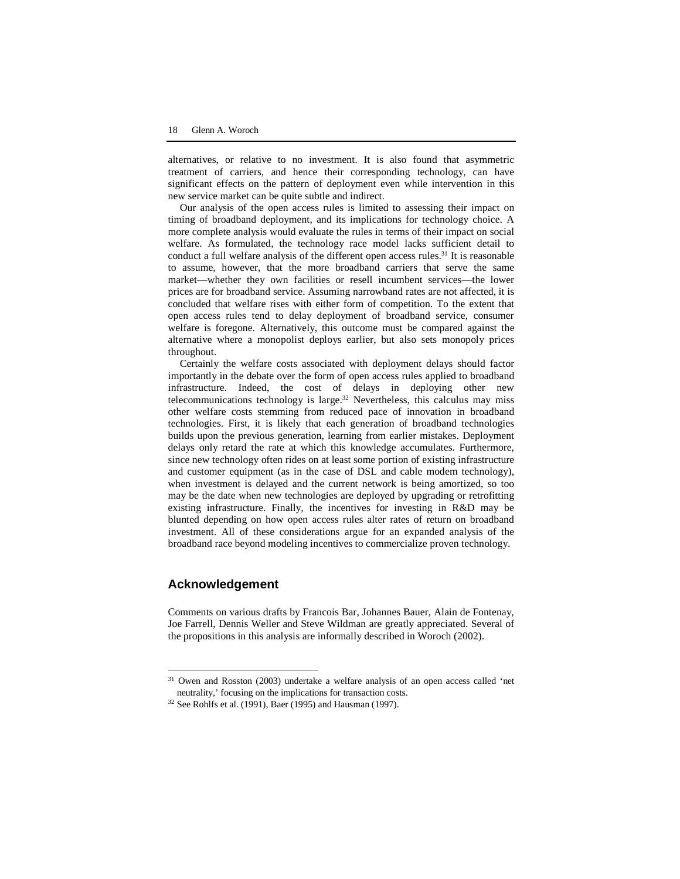alternatives, or relative to no investment. It is also found that asymmetric treatment of carriers, and hence their corresponding technology, can have significant effects on the pattern of deployment even while intervention in this new service market can be quite subtle and indirect.

Our analysis of the open access rules is limited to assessing their impact on timing of broadband deployment, and its implications for technology choice. A more complete analysis would evaluate the rules in terms of their impact on social welfare. As formulated, the technology race model lacks sufficient detail to conduct a full welfare analysis of the different open access rules.[31] It is reasonable to assume, however, that the more broadband carriers that serve the same market—whether they own facilities or resell incumbent services—the lower prices are for broadband service. Assuming narrowband rates are not affected, it is concluded that welfare rises with either form of competition. To the extent that open access rules tend to delay deployment of broadband service, consumer welfare is foregone. Alternatively, this outcome must be compared against the alternative where a monopolist deploys earlier, but also sets monopoly prices throughout.

Certainly the welfare costs associated with deployment delays should factor importantly in the debate over the form of open access rules applied to broadband infrastructure. Indeed, the cost of delays in deploying other new telecommunications technology is large.[32] Nevertheless, this calculus may miss other welfare costs stemming from reduced pace of innovation in broadband technologies. First, it is likely that each generation of broadband technologies builds upon the previous generation, learning from earlier mistakes. Deployment delays only retard the rate at which this knowledge accumulates. Furthermore, since new technology often rides on at least some portion of existing infrastructure and customer equipment (as in the case of DSL and cable modem technology), when investment is delayed and the current network is being amortized, so too may be the date when new technologies are deployed by upgrading or retrofitting existing infrastructure. Finally, the incentives for investing in R&D may be blunted depending on how open access rules alter rates of return on broadband investment. All of these considerations argue for an expanded analysis of the broadband race beyond modeling incentives to commercialize proven technology.

## Acknowledgement

Comments on various drafts by Francois Bar, Johannes Bauer, Alain de Fontenay, Joe Farrell, Dennis Weller and Steve Wildman are greatly appreciated. Several of the propositions in this analysis are informally described in Woroch (2002).

---

[31] Owen and Rosston (2003) undertake a welfare analysis of an open access called 'net neutrality,' focusing on the implications for transaction costs.

[32] See Rohlfs et al. (1991), Baer (1995) and Hausman (1997).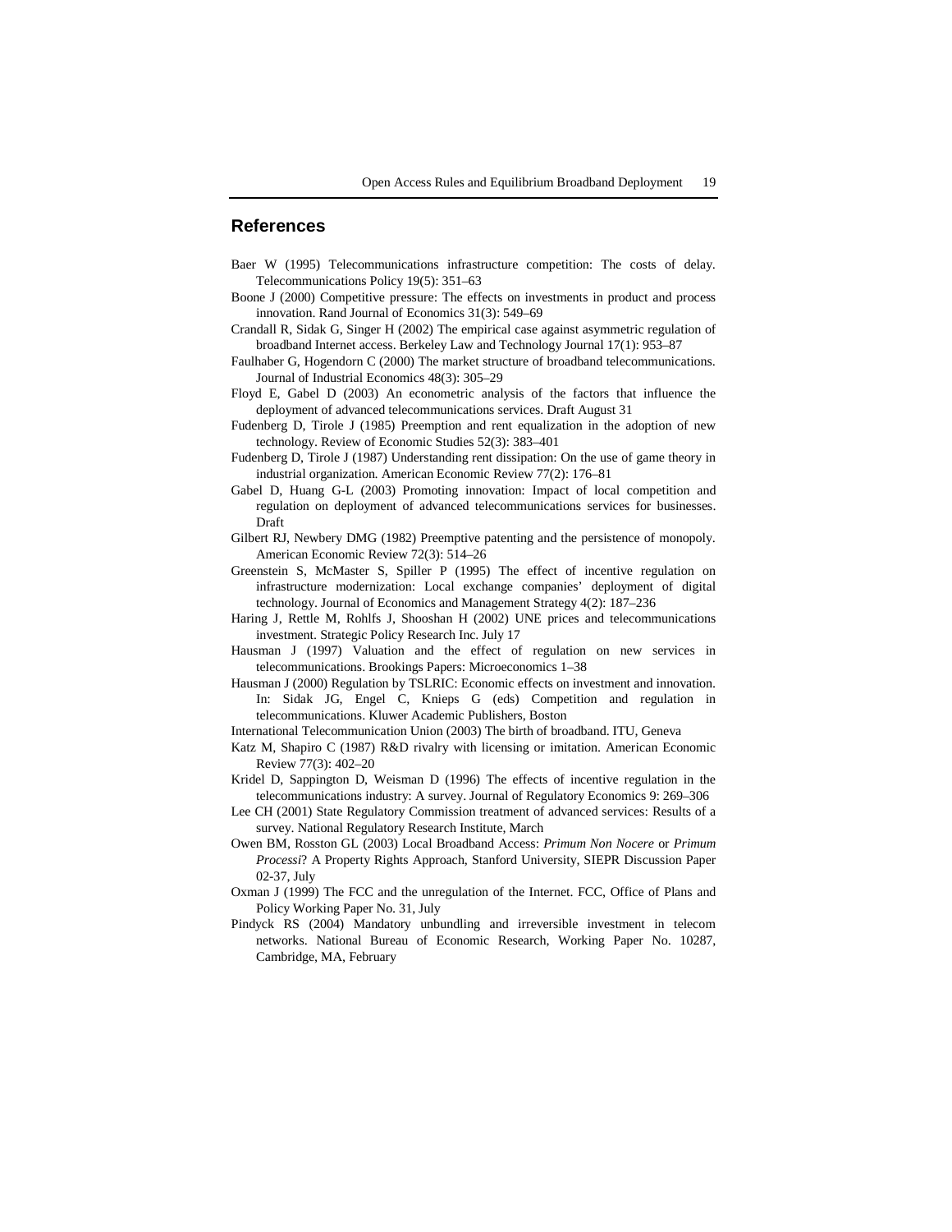## References

Baer W (1995) Telecommunications infrastructure competition: The costs of delay. Telecommunications Policy 19(5): 351–63

Boone J (2000) Competitive pressure: The effects on investments in product and process innovation. Rand Journal of Economics 31(3): 549–69

Crandall R, Sidak G, Singer H (2002) The empirical case against asymmetric regulation of broadband Internet access. Berkeley Law and Technology Journal 17(1): 953–87

Faulhaber G, Hogendorn C (2000) The market structure of broadband telecommunications. Journal of Industrial Economics 48(3): 305–29

Floyd E, Gabel D (2003) An econometric analysis of the factors that influence the deployment of advanced telecommunications services. Draft August 31

Fudenberg D, Tirole J (1985) Preemption and rent equalization in the adoption of new technology. Review of Economic Studies 52(3): 383–401

Fudenberg D, Tirole J (1987) Understanding rent dissipation: On the use of game theory in industrial organization. American Economic Review 77(2): 176–81

Gabel D, Huang G-L (2003) Promoting innovation: Impact of local competition and regulation on deployment of advanced telecommunications services for businesses. Draft

Gilbert RJ, Newbery DMG (1982) Preemptive patenting and the persistence of monopoly. American Economic Review 72(3): 514–26

Greenstein S, McMaster S, Spiller P (1995) The effect of incentive regulation on infrastructure modernization: Local exchange companies' deployment of digital technology. Journal of Economics and Management Strategy 4(2): 187–236

Haring J, Rettle M, Rohlfs J, Shooshan H (2002) UNE prices and telecommunications investment. Strategic Policy Research Inc. July 17

Hausman J (1997) Valuation and the effect of regulation on new services in telecommunications. Brookings Papers: Microeconomics 1–38

Hausman J (2000) Regulation by TSLRIC: Economic effects on investment and innovation. In: Sidak JG, Engel C, Knieps G (eds) Competition and regulation in telecommunications. Kluwer Academic Publishers, Boston

International Telecommunication Union (2003) The birth of broadband. ITU, Geneva

Katz M, Shapiro C (1987) R&D rivalry with licensing or imitation. American Economic Review 77(3): 402–20

Kridel D, Sappington D, Weisman D (1996) The effects of incentive regulation in the telecommunications industry: A survey. Journal of Regulatory Economics 9: 269–306

Lee CH (2001) State Regulatory Commission treatment of advanced services: Results of a survey. National Regulatory Research Institute, March

Owen BM, Rosston GL (2003) Local Broadband Access: *Primum Non Nocere* or *Primum Processi*? A Property Rights Approach, Stanford University, SIEPR Discussion Paper 02-37, July

Oxman J (1999) The FCC and the unregulation of the Internet. FCC, Office of Plans and Policy Working Paper No. 31, July

Pindyck RS (2004) Mandatory unbundling and irreversible investment in telecom networks. National Bureau of Economic Research, Working Paper No. 10287, Cambridge, MA, February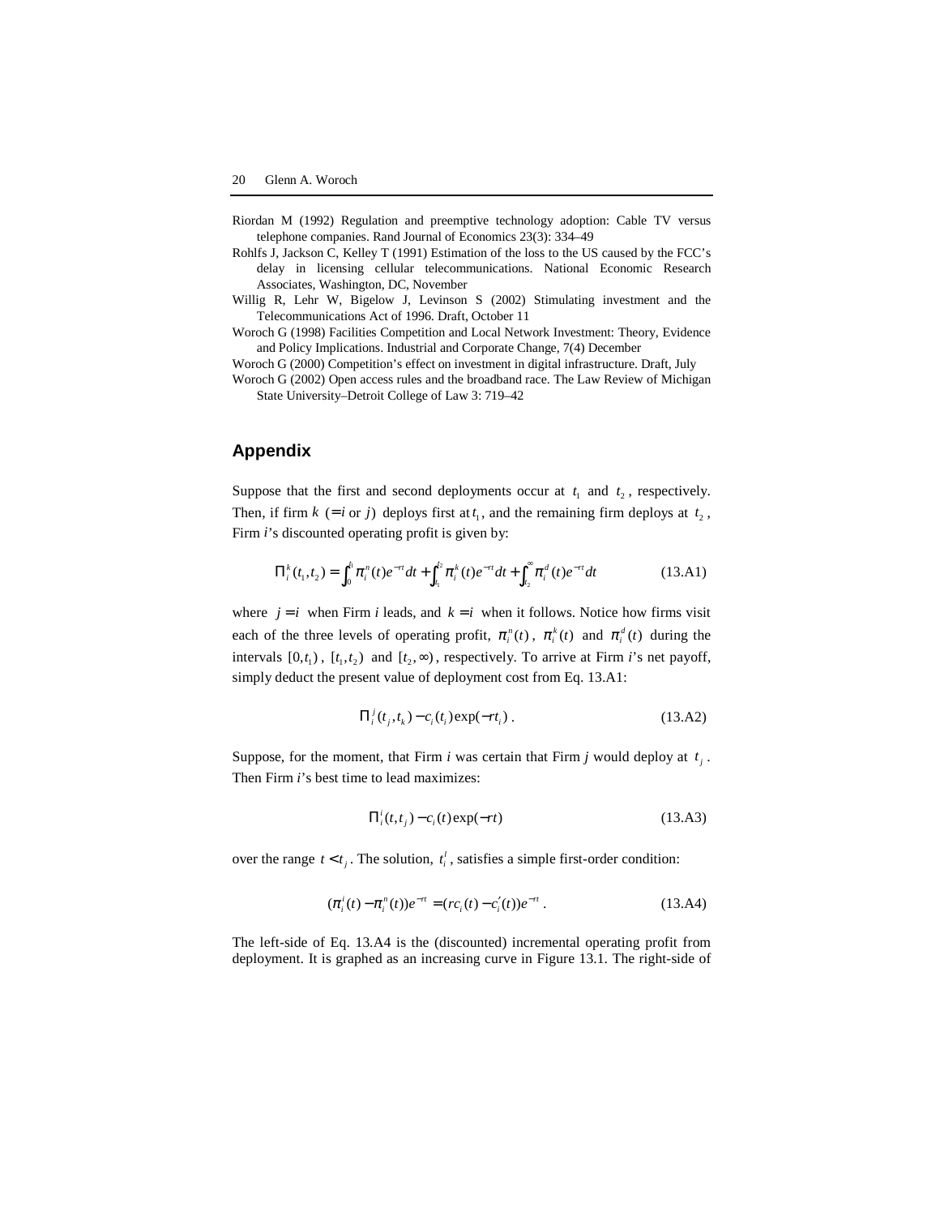Riordan M (1992) Regulation and preemptive technology adoption: Cable TV versus telephone companies. Rand Journal of Economics 23(3): 334–49

Rohlfs J, Jackson C, Kelley T (1991) Estimation of the loss to the US caused by the FCC's delay in licensing cellular telecommunications. National Economic Research Associates, Washington, DC, November

Willig R, Lehr W, Bigelow J, Levinson S (2002) Stimulating investment and the Telecommunications Act of 1996. Draft, October 11

Woroch G (1998) Facilities Competition and Local Network Investment: Theory, Evidence and Policy Implications. Industrial and Corporate Change, 7(4) December

Woroch G (2000) Competition's effect on investment in digital infrastructure. Draft, July

Woroch G (2002) Open access rules and the broadband race. The Law Review of Michigan State University–Detroit College of Law 3: 719–42

## Appendix

Suppose that the first and second deployments occur at $t_1$ and $t_2$, respectively. Then, if firm $k$ $(= i$ or $j)$ deploys first at $t_1$, and the remaining firm deploys at $t_2$, Firm $i$'s discounted operating profit is given by:

$$\Pi_i^k(t_1, t_2) = \int_0^{t_1} \pi_i^n(t) e^{-rt} dt + \int_{t_1}^{t_2} \pi_i^k(t) e^{-rt} dt + \int_{t_2}^{\infty} \pi_i^d(t) e^{-rt} dt \tag{13.A1}$$

where $j = i$ when Firm $i$ leads, and $k = i$ when it follows. Notice how firms visit each of the three levels of operating profit, $\pi_i^n(t)$, $\pi_i^k(t)$ and $\pi_i^d(t)$ during the intervals $[0, t_1)$, $[t_1, t_2)$ and $[t_2, \infty)$, respectively. To arrive at Firm $i$'s net payoff, simply deduct the present value of deployment cost from Eq. 13.A1:

$$\Pi_i^j(t_j, t_k) - c_i(t_i)\exp(-rt_i)\,. \tag{13.A2}$$

Suppose, for the moment, that Firm $i$ was certain that Firm $j$ would deploy at $t_j$. Then Firm $i$'s best time to lead maximizes:

$$\Pi_i^i(t, t_j) - c_i(t)\exp(-rt) \tag{13.A3}$$

over the range $t < t_j$. The solution, $t_i^l$, satisfies a simple first-order condition:

$$(\pi_i^i(t) - \pi_i^n(t))e^{-rt} = (rc_i(t) - c_i'(t))e^{-rt}\,. \tag{13.A4}$$

The left-side of Eq. 13.A4 is the (discounted) incremental operating profit from deployment. It is graphed as an increasing curve in Figure 13.1. The right-side of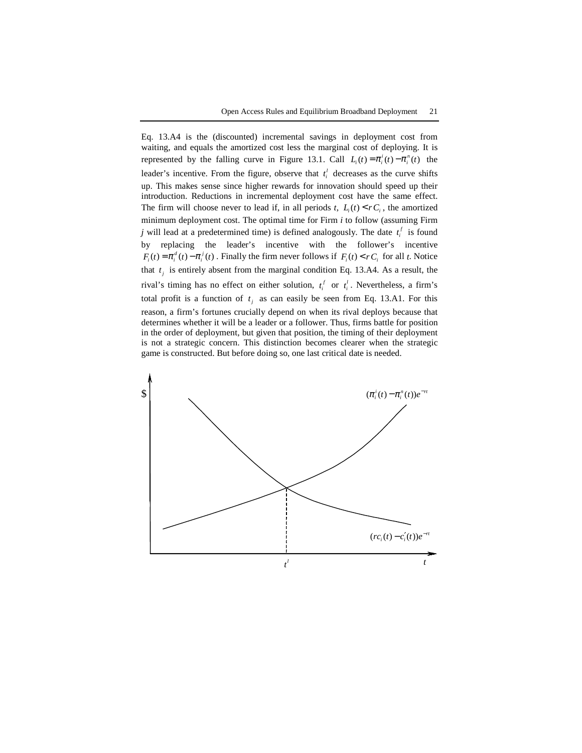Eq. 13.A4 is the (discounted) incremental savings in deployment cost from waiting, and equals the amortized cost less the marginal cost of deploying. It is represented by the falling curve in Figure 13.1. Call $L_i(t) = \pi_i^l(t) - \pi_i^n(t)$ the leader's incentive. From the figure, observe that $t_i^l$ decreases as the curve shifts up. This makes sense since higher rewards for innovation should speed up their introduction. Reductions in incremental deployment cost have the same effect. The firm will choose never to lead if, in all periods $t$, $L_i(t) < rC_i$, the amortized minimum deployment cost. The optimal time for Firm $i$ to follow (assuming Firm $j$ will lead at a predetermined time) is defined analogously. The date $t_i^f$ is found by replacing the leader's incentive with the follower's incentive $F_i(t) = \pi_i^d(t) - \pi_i^j(t)$. Finally the firm never follows if $F_i(t) < rC_i$ for all $t$. Notice that $t_j$ is entirely absent from the marginal condition Eq. 13.A4. As a result, the rival's timing has no effect on either solution, $t_i^f$ or $t_i^l$. Nevertheless, a firm's total profit is a function of $t_j$ as can easily be seen from Eq. 13.A1. For this reason, a firm's fortunes crucially depend on when its rival deploys because that determines whether it will be a leader or a follower. Thus, firms battle for position in the order of deployment, but given that position, the timing of their deployment is not a strategic concern. This distinction becomes clearer when the strategic game is constructed. But before doing so, one last critical date is needed.

$ 

$(\pi_i^l(t) - \pi_i^n(t))e^{-rt}$

$(rc_i(t) - c_i'(t))e^{-rt}$

$t^l$ $t$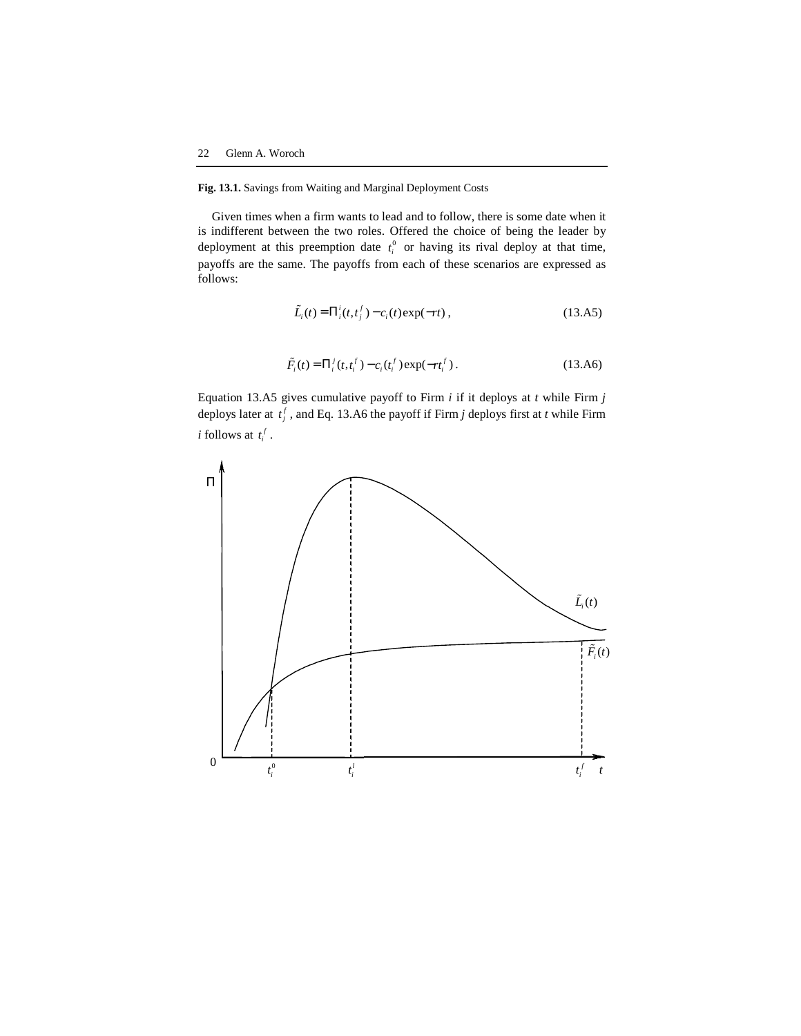**Fig. 13.1.** Savings from Waiting and Marginal Deployment Costs

Given times when a firm wants to lead and to follow, there is some date when it is indifferent between the two roles. Offered the choice of being the leader by deployment at this preemption date $t_i^0$ or having its rival deploy at that time, payoffs are the same. The payoffs from each of these scenarios are expressed as follows:

$$\tilde{L}_i(t) = \Pi_i^i(t, t_j^f) - c_i(t)\exp(-rt)\,, \tag{13.A5}$$

$$\tilde{F}_i(t) = \Pi_i^j(t, t_i^f) - c_i(t_i^f)\exp(-rt_i^f)\,. \tag{13.A6}$$

Equation 13.A5 gives cumulative payoff to Firm *i* if it deploys at *t* while Firm *j* deploys later at $t_j^f$, and Eq. 13.A6 the payoff if Firm *j* deploys first at *t* while Firm *i* follows at $t_i^f$.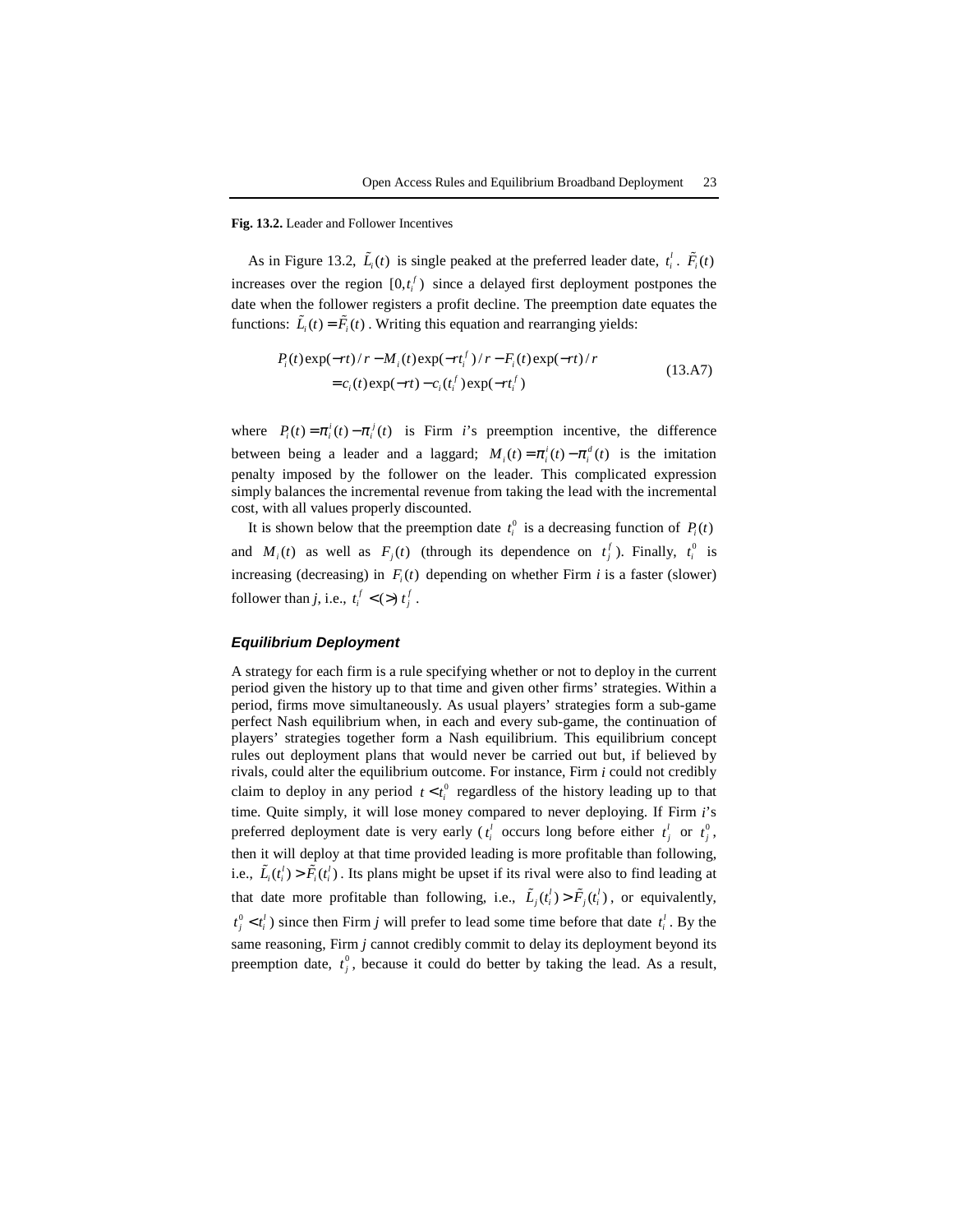**Fig. 13.2.** Leader and Follower Incentives

As in Figure 13.2, $\tilde{L}_i(t)$ is single peaked at the preferred leader date, $t_i^l$. $\tilde{F}_i(t)$ increases over the region $[0,t_i^f)$ since a delayed first deployment postpones the date when the follower registers a profit decline. The preemption date equates the functions: $\tilde{L}_i(t) = \tilde{F}_i(t)$. Writing this equation and rearranging yields:

$$
\begin{aligned}
P_i(t)\exp(-rt)/r - M_i(t)\exp(-rt_i^f)/r - F_i(t)\exp(-rt)/r \\
= c_i(t)\exp(-rt) - c_i(t_i^f)\exp(-rt_i^f)
\end{aligned}
\tag{13.A7}
$$

where $P_i(t) = \pi_i^i(t) - \pi_i^j(t)$ is Firm *i*'s preemption incentive, the difference between being a leader and a laggard; $M_i(t) = \pi_i^i(t) - \pi_i^d(t)$ is the imitation penalty imposed by the follower on the leader. This complicated expression simply balances the incremental revenue from taking the lead with the incremental cost, with all values properly discounted.

It is shown below that the preemption date $t_i^0$ is a decreasing function of $P_i(t)$ and $M_i(t)$ as well as $F_j(t)$ (through its dependence on $t_j^f$). Finally, $t_i^0$ is increasing (decreasing) in $F_i(t)$ depending on whether Firm *i* is a faster (slower) follower than *j*, i.e., $t_i^f < (>)\, t_j^f$.

### *Equilibrium Deployment*

A strategy for each firm is a rule specifying whether or not to deploy in the current period given the history up to that time and given other firms' strategies. Within a period, firms move simultaneously. As usual players' strategies form a sub-game perfect Nash equilibrium when, in each and every sub-game, the continuation of players' strategies together form a Nash equilibrium. This equilibrium concept rules out deployment plans that would never be carried out but, if believed by rivals, could alter the equilibrium outcome. For instance, Firm *i* could not credibly claim to deploy in any period $t < t_i^0$ regardless of the history leading up to that time. Quite simply, it will lose money compared to never deploying. If Firm *i*'s preferred deployment date is very early ($t_i^l$ occurs long before either $t_j^l$ or $t_j^0$, then it will deploy at that time provided leading is more profitable than following, i.e., $\tilde{L}_i(t_i^l) > \tilde{F}_i(t_i^l)$. Its plans might be upset if its rival were also to find leading at that date more profitable than following, i.e., $\tilde{L}_j(t_i^l) > \tilde{F}_j(t_i^l)$, or equivalently, $t_j^0 < t_i^l$) since then Firm *j* will prefer to lead some time before that date $t_i^l$. By the same reasoning, Firm *j* cannot credibly commit to delay its deployment beyond its preemption date, $t_j^0$, because it could do better by taking the lead. As a result,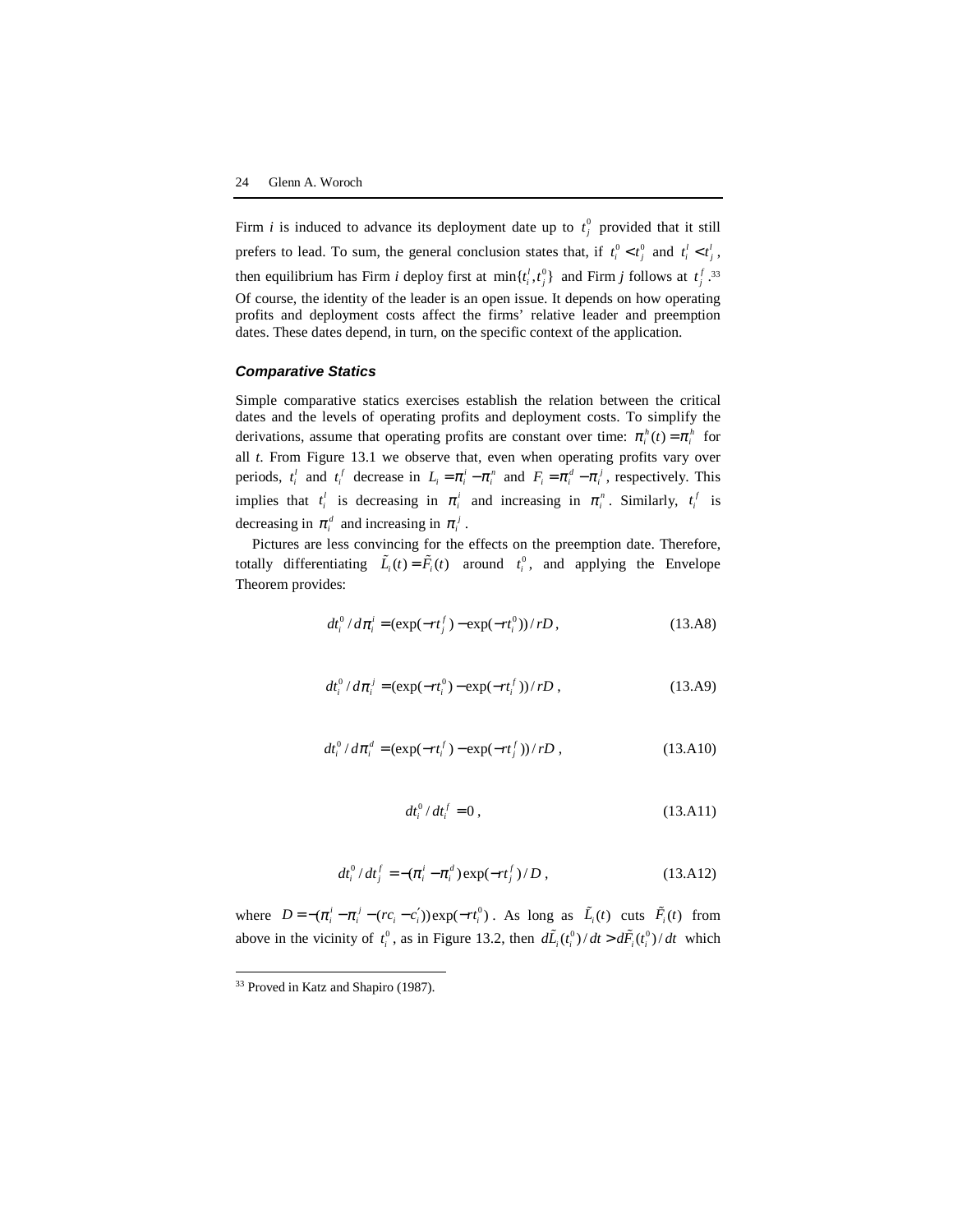Firm $i$ is induced to advance its deployment date up to $t_j^0$ provided that it still prefers to lead. To sum, the general conclusion states that, if $t_i^0 < t_j^0$ and $t_i^l < t_j^l$, then equilibrium has Firm $i$ deploy first at $\min\{t_i^l, t_j^0\}$ and Firm $j$ follows at $t_j^f$.[33] Of course, the identity of the leader is an open issue. It depends on how operating profits and deployment costs affect the firms' relative leader and preemption dates. These dates depend, in turn, on the specific context of the application.

### *Comparative Statics*

Simple comparative statics exercises establish the relation between the critical dates and the levels of operating profits and deployment costs. To simplify the derivations, assume that operating profits are constant over time: $\pi_i^h(t) = \pi_i^h$ for all $t$. From Figure 13.1 we observe that, even when operating profits vary over periods, $t_i^l$ and $t_i^f$ decrease in $L_i = \pi_i^i - \pi_i^n$ and $F_i = \pi_i^d - \pi_i^j$, respectively. This implies that $t_i^l$ is decreasing in $\pi_i^i$ and increasing in $\pi_i^n$. Similarly, $t_i^f$ is decreasing in $\pi_i^d$ and increasing in $\pi_i^j$.

Pictures are less convincing for the effects on the preemption date. Therefore, totally differentiating $\tilde{L}_i(t) = \tilde{F}_i(t)$ around $t_i^0$, and applying the Envelope Theorem provides:

$$dt_i^0 / d\pi_i^i = (\exp(-rt_j^f) - \exp(-rt_i^0)) / rD\,, \tag{13.A8}$$

$$dt_i^0 / d\pi_i^j = (\exp(-rt_i^0) - \exp(-rt_i^f)) / rD\,, \tag{13.A9}$$

$$dt_i^0 / d\pi_i^d = (\exp(-rt_i^f) - \exp(-rt_j^f)) / rD\,, \tag{13.A10}$$

$$dt_i^0 / dt_i^f = 0\,, \tag{13.A11}$$

$$dt_i^0 / dt_j^f = -(\pi_i^i - \pi_i^d)\exp(-rt_j^f) / D\,, \tag{13.A12}$$

where $D = -(\pi_i^i - \pi_i^j - (rc_i - c_i'))\exp(-rt_i^0)$. As long as $\tilde{L}_i(t)$ cuts $\tilde{F}_i(t)$ from above in the vicinity of $t_i^0$, as in Figure 13.2, then $d\tilde{L}_i(t_i^0)/dt > d\tilde{F}_i(t_i^0)/dt$ which

---

[33] Proved in Katz and Shapiro (1987).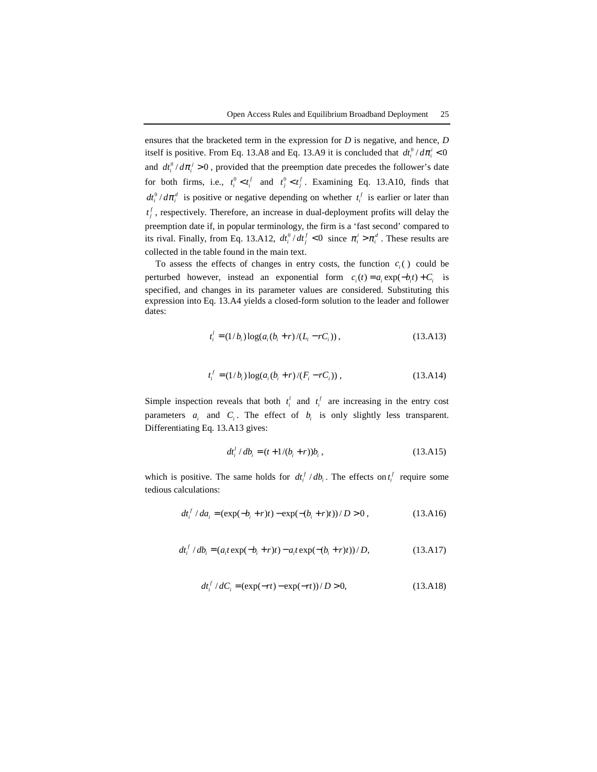ensures that the bracketed term in the expression for $D$ is negative, and hence, $D$ itself is positive. From Eq. 13.A8 and Eq. 13.A9 it is concluded that $dt_i^0 / d\pi_i^i < 0$ and $dt_i^0 / d\pi_i^j > 0$, provided that the preemption date precedes the follower's date for both firms, i.e., $t_i^0 < t_i^f$ and $t_j^0 < t_j^f$. Examining Eq. 13.A10, finds that $dt_i^0 / d\pi_i^d$ is positive or negative depending on whether $t_i^f$ is earlier or later than $t_j^f$, respectively. Therefore, an increase in dual-deployment profits will delay the preemption date if, in popular terminology, the firm is a 'fast second' compared to its rival. Finally, from Eq. 13.A12, $dt_i^0 / dt_j^f < 0$ since $\pi_i^i > \pi_i^d$. These results are collected in the table found in the main text.

To assess the effects of changes in entry costs, the function $c_i(\,)$ could be perturbed however, instead an exponential form $c_i(t) = a_i \exp(-b_i t) + C_i$ is specified, and changes in its parameter values are considered. Substituting this expression into Eq. 13.A4 yields a closed-form solution to the leader and follower dates:

$$t_i^l = (1/b_i)\log(a_i(b_i + r)/(L_i - rC_i)), \tag{13.A13}$$

$$t_i^f = (1/b_i)\log(a_i(b_i + r)/(F_i - rC_i)), \tag{13.A14}$$

Simple inspection reveals that both $t_i^l$ and $t_i^f$ are increasing in the entry cost parameters $a_i$ and $C_i$. The effect of $b_i$ is only slightly less transparent. Differentiating Eq. 13.A13 gives:

$$dt_i^l / db_i = (t + 1/(b_i + r))b_i, \tag{13.A15}$$

which is positive. The same holds for $dt_i^f / db_i$. The effects on $t_i^f$ require some tedious calculations:

$$dt_i^f / da_i = (\exp(-b_i + r)t) - \exp(-(b_i + r)t))/D > 0, \tag{13.A16}$$

$$dt_i^f / db_i = (a_i t \exp(-b_i + r)t) - a_i t \exp(-(b_i + r)t))/D, \tag{13.A17}$$

$$dt_i^f / dC_i = (\exp(-rt) - \exp(-rt))/D > 0, \tag{13.A18}$$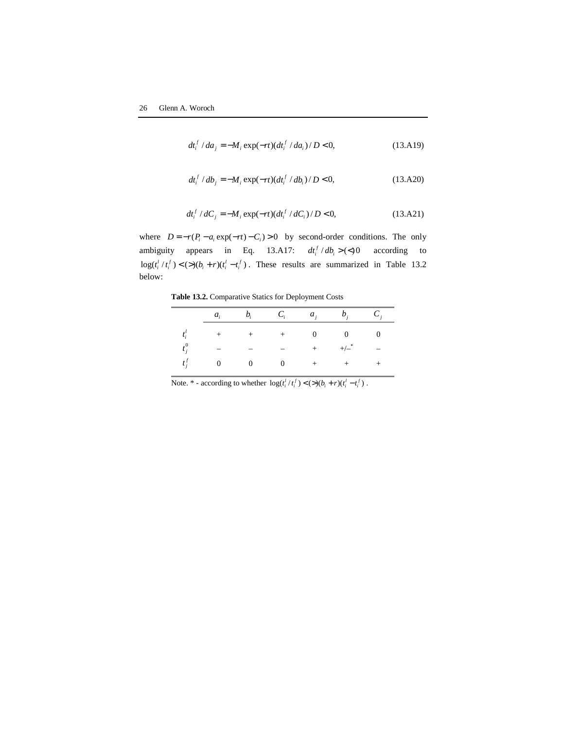$$dt_i^f / da_j = -M_i \exp(-rt)(dt_i^f / da_i) / D < 0, \tag{13.A19}$$

$$dt_i^f / db_j = -M_i \exp(-rt)(dt_i^f / db_i) / D < 0, \tag{13.A20}$$

$$dt_i^f / dC_j = -M_i \exp(-rt)(dt_i^f / dC_i) / D < 0, \tag{13.A21}$$

where $D = -r(P_i - a_i \exp(-rt) - C_i) > 0$ by second-order conditions. The only ambiguity appears in Eq. 13.A17: $dt_i^f / db_i > (<) 0$ according to $\log(t_i^l / t_i^f) < (>) (b_i + r)(t_i^l - t_i^f)$. These results are summarized in Table 13.2 below:

**Table 13.2.** Comparative Statics for Deployment Costs

| | $a_i$ | $b_i$ | $C_i$ | $a_j$ | $b_j$ | $C_j$ |
|---|---|---|---|---|---|---|
| $t_i^l$ | + | + | + | 0 | 0 | 0 |
| $t_j^0$ | – | – | – | + | +/–* | – |
| $t_j^f$ | 0 | 0 | 0 | + | + | + |

Note. * - according to whether $\log(t_i^l / t_i^f) < (>) (b_i + r)(t_i^l - t_i^f)$.